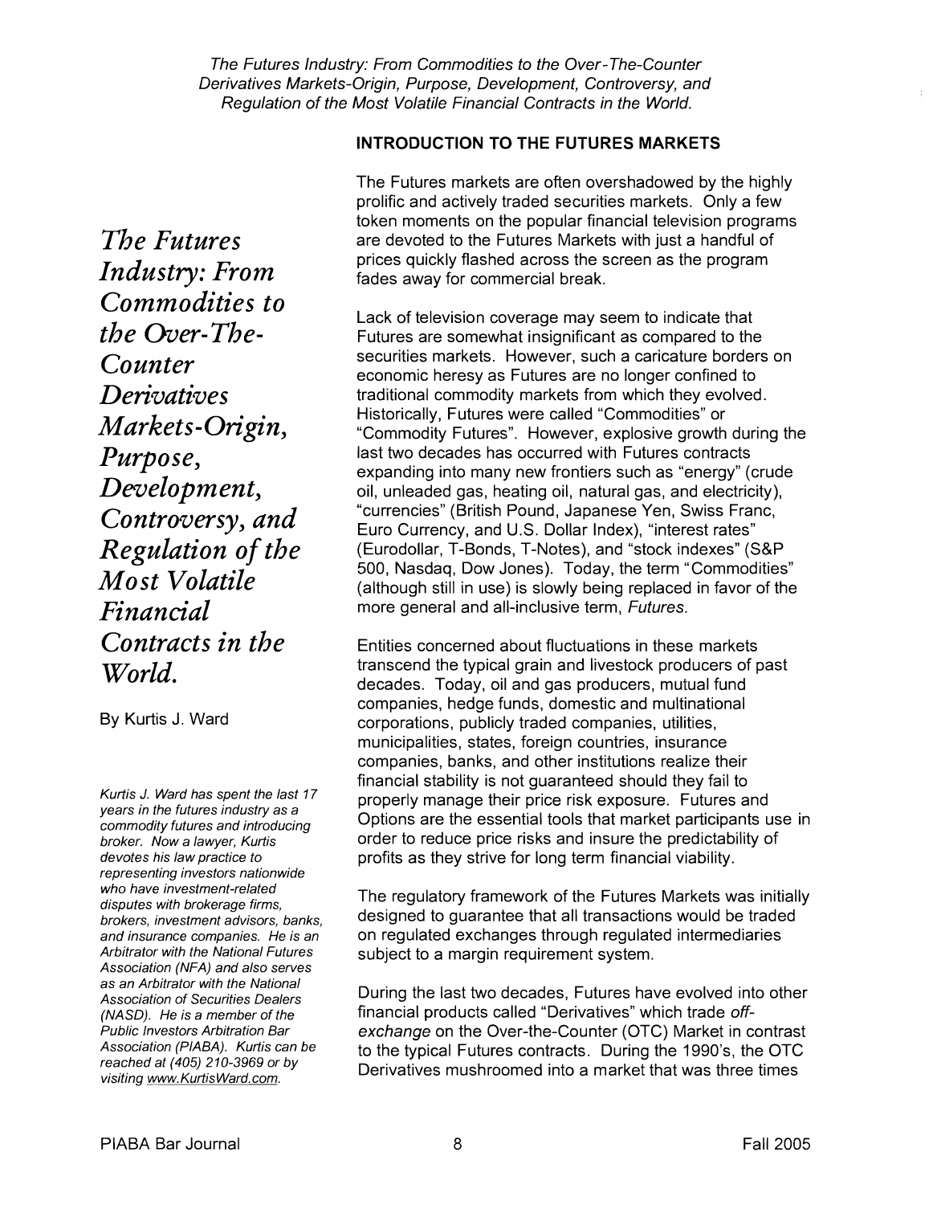# The Futures Industry: From Commodities to the Over-The-Counter Derivatives Markets-Origin, Purpose, Development, Controversy, and Regulation of the Most Volatile Financial Contracts in the World.

By Kurtis J. Ward

*Kurtis J. Ward has spent the last 17 years in the futures industry as a commodity futures and introducing broker. Now a lawyer, Kurtis devotes his law practice to representing investors nationwide who have investment-related disputes with brokerage firms, brokers, investment advisors, banks, and insurance companies. He is an Arbitrator with the National Futures Association (NFA) and also serves as an Arbitrator with the National Association of Securities Dealers (NASD). He is a member of the Public Investors Arbitration Bar Association (PIABA). Kurtis can be reached at (405) 210-3969 or by visiting www.KurtisWard.com.*

## INTRODUCTION TO THE FUTURES MARKETS

The Futures markets are often overshadowed by the highly prolific and actively traded securities markets. Only a few token moments on the popular financial television programs are devoted to the Futures Markets with just a handful of prices quickly flashed across the screen as the program fades away for commercial break.

Lack of television coverage may seem to indicate that Futures are somewhat insignificant as compared to the securities markets. However, such a caricature borders on economic heresy as Futures are no longer confined to traditional commodity markets from which they evolved. Historically, Futures were called "Commodities" or "Commodity Futures". However, explosive growth during the last two decades has occurred with Futures contracts expanding into many new frontiers such as "energy" (crude oil, unleaded gas, heating oil, natural gas, and electricity), "currencies" (British Pound, Japanese Yen, Swiss Franc, Euro Currency, and U.S. Dollar Index), "interest rates" (Eurodollar, T-Bonds, T-Notes), and "stock indexes" (S&P 500, Nasdaq, Dow Jones). Today, the term "Commodities" (although still in use) is slowly being replaced in favor of the more general and all-inclusive term, *Futures*.

Entities concerned about fluctuations in these markets transcend the typical grain and livestock producers of past decades. Today, oil and gas producers, mutual fund companies, hedge funds, domestic and multinational corporations, publicly traded companies, utilities, municipalities, states, foreign countries, insurance companies, banks, and other institutions realize their financial stability is not guaranteed should they fail to properly manage their price risk exposure. Futures and Options are the essential tools that market participants use in order to reduce price risks and insure the predictability of profits as they strive for long term financial viability.

The regulatory framework of the Futures Markets was initially designed to guarantee that all transactions would be traded on regulated exchanges through regulated intermediaries subject to a margin requirement system.

During the last two decades, Futures have evolved into other financial products called "Derivatives" which trade *off-exchange* on the Over-the-Counter (OTC) Market in contrast to the typical Futures contracts. During the 1990's, the OTC Derivatives mushroomed into a market that was three times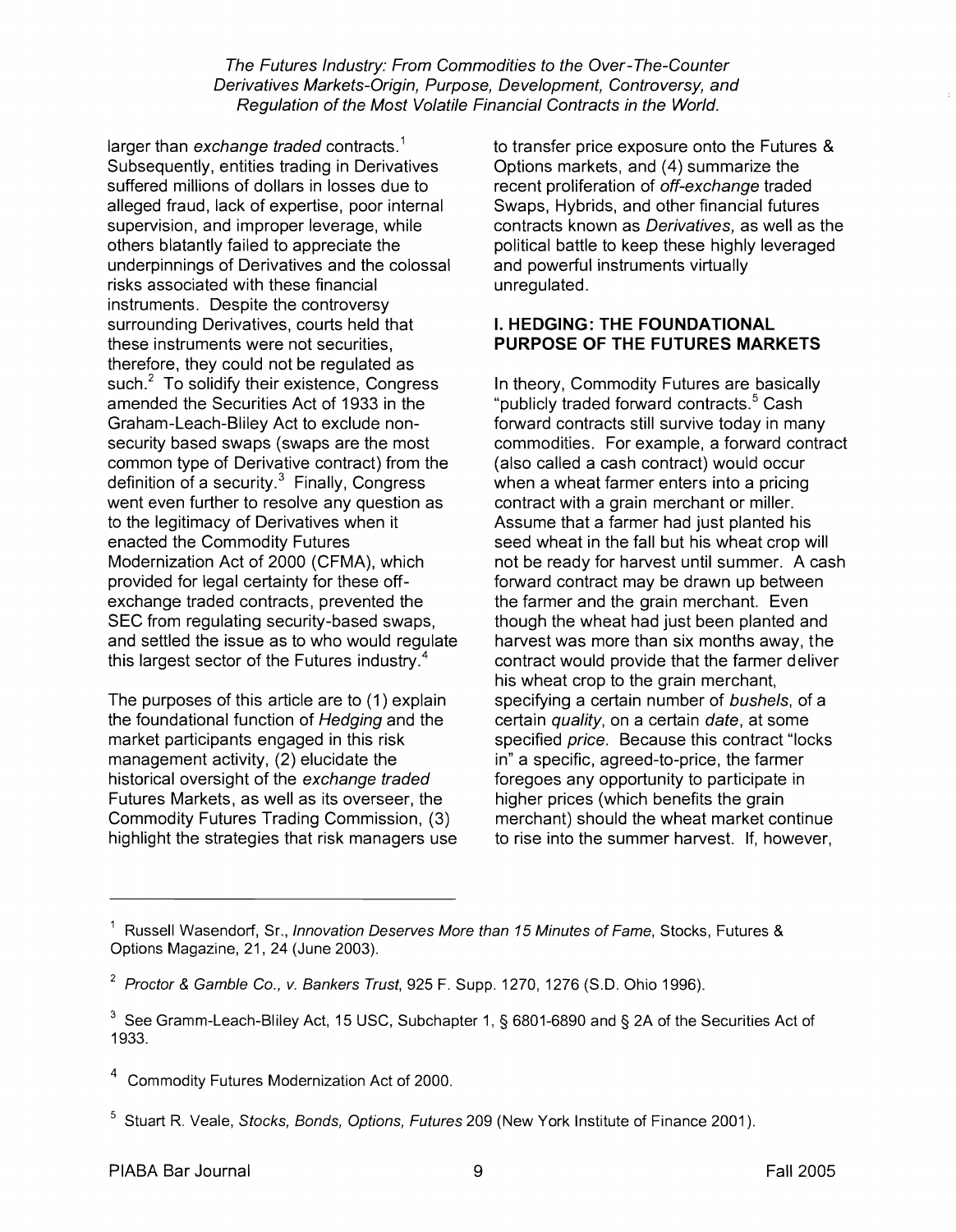larger than *exchange traded* contracts.[1] Subsequently, entities trading in Derivatives suffered millions of dollars in losses due to alleged fraud, lack of expertise, poor internal supervision, and improper leverage, while others blatantly failed to appreciate the underpinnings of Derivatives and the colossal risks associated with these financial instruments. Despite the controversy surrounding Derivatives, courts held that these instruments were not securities, therefore, they could not be regulated as such.[2] To solidify their existence, Congress amended the Securities Act of 1933 in the Graham-Leach-Bliley Act to exclude non-security based swaps (swaps are the most common type of Derivative contract) from the definition of a security.[3] Finally, Congress went even further to resolve any question as to the legitimacy of Derivatives when it enacted the Commodity Futures Modernization Act of 2000 (CFMA), which provided for legal certainty for these off-exchange traded contracts, prevented the SEC from regulating security-based swaps, and settled the issue as to who would regulate this largest sector of the Futures industry.[4]

The purposes of this article are to (1) explain the foundational function of *Hedging* and the market participants engaged in this risk management activity, (2) elucidate the historical oversight of the *exchange traded* Futures Markets, as well as its overseer, the Commodity Futures Trading Commission, (3) highlight the strategies that risk managers use to transfer price exposure onto the Futures & Options markets, and (4) summarize the recent proliferation of *off-exchange* traded Swaps, Hybrids, and other financial futures contracts known as *Derivatives,* as well as the political battle to keep these highly leveraged and powerful instruments virtually unregulated.

## I. HEDGING: THE FOUNDATIONAL PURPOSE OF THE FUTURES MARKETS

In theory, Commodity Futures are basically "publicly traded forward contracts.[5] Cash forward contracts still survive today in many commodities. For example, a forward contract (also called a cash contract) would occur when a wheat farmer enters into a pricing contract with a grain merchant or miller. Assume that a farmer had just planted his seed wheat in the fall but his wheat crop will not be ready for harvest until summer. A cash forward contract may be drawn up between the farmer and the grain merchant. Even though the wheat had just been planted and harvest was more than six months away, the contract would provide that the farmer deliver his wheat crop to the grain merchant, specifying a certain number of *bushels*, of a certain *quality*, on a certain *date*, at some specified *price*. Because this contract "locks in" a specific, agreed-to-price, the farmer foregoes any opportunity to participate in higher prices (which benefits the grain merchant) should the wheat market continue to rise into the summer harvest. If, however,

---

[1] Russell Wasendorf, Sr., *Innovation Deserves More than 15 Minutes of Fame*, Stocks, Futures & Options Magazine, 21, 24 (June 2003).

[2] *Proctor & Gamble Co., v. Bankers Trust*, 925 F. Supp. 1270, 1276 (S.D. Ohio 1996).

[3] See Gramm-Leach-Bliley Act, 15 USC, Subchapter 1, § 6801-6890 and § 2A of the Securities Act of 1933.

[4] Commodity Futures Modernization Act of 2000.

[5] Stuart R. Veale, *Stocks, Bonds, Options, Futures* 209 (New York Institute of Finance 2001).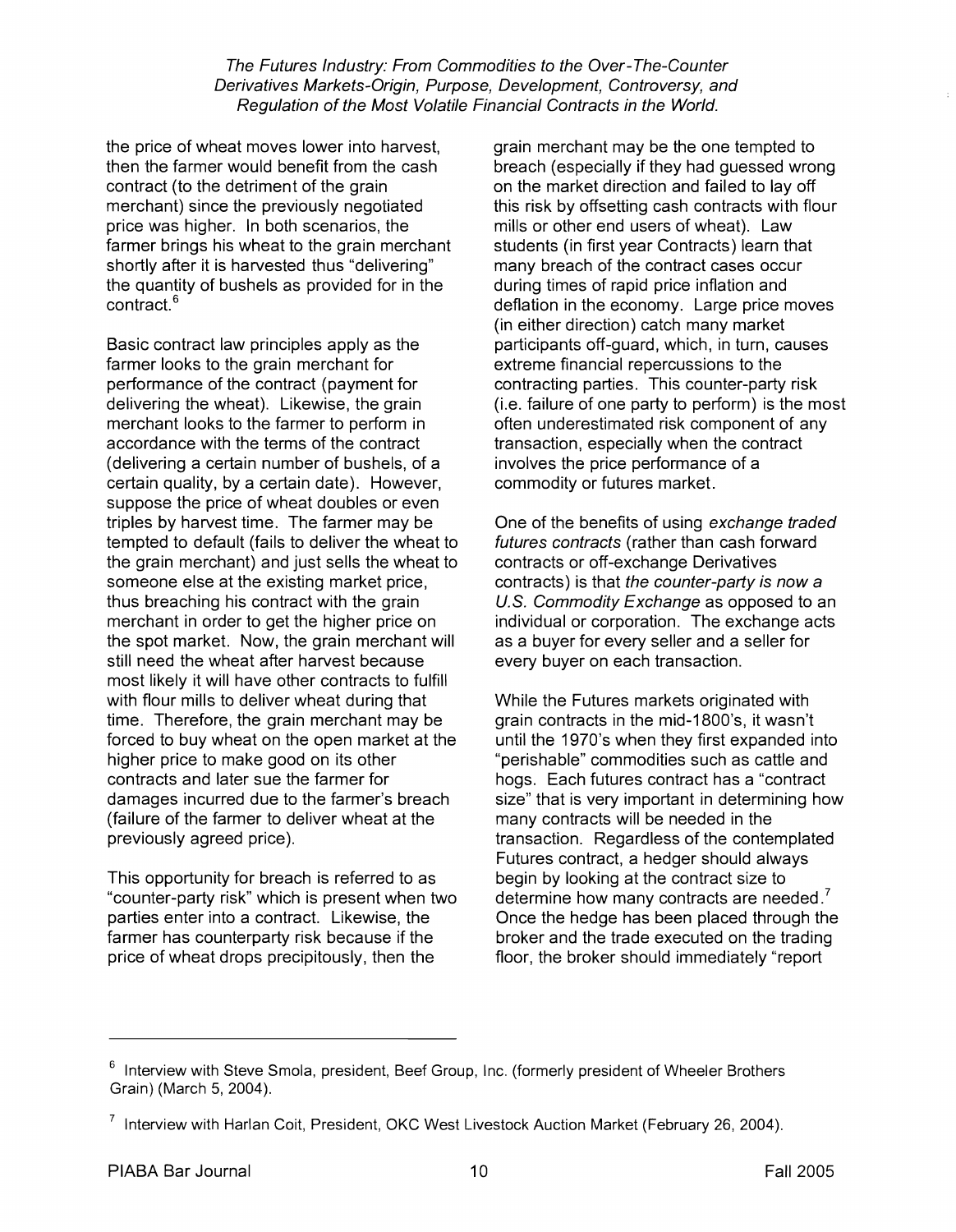the price of wheat moves lower into harvest, then the farmer would benefit from the cash contract (to the detriment of the grain merchant) since the previously negotiated price was higher. In both scenarios, the farmer brings his wheat to the grain merchant shortly after it is harvested thus "delivering" the quantity of bushels as provided for in the contract.[6]

Basic contract law principles apply as the farmer looks to the grain merchant for performance of the contract (payment for delivering the wheat). Likewise, the grain merchant looks to the farmer to perform in accordance with the terms of the contract (delivering a certain number of bushels, of a certain quality, by a certain date). However, suppose the price of wheat doubles or even triples by harvest time. The farmer may be tempted to default (fails to deliver the wheat to the grain merchant) and just sells the wheat to someone else at the existing market price, thus breaching his contract with the grain merchant in order to get the higher price on the spot market. Now, the grain merchant will still need the wheat after harvest because most likely it will have other contracts to fulfill with flour mills to deliver wheat during that time. Therefore, the grain merchant may be forced to buy wheat on the open market at the higher price to make good on its other contracts and later sue the farmer for damages incurred due to the farmer's breach (failure of the farmer to deliver wheat at the previously agreed price).

This opportunity for breach is referred to as "counter-party risk" which is present when two parties enter into a contract. Likewise, the farmer has counterparty risk because if the price of wheat drops precipitously, then the grain merchant may be the one tempted to breach (especially if they had guessed wrong on the market direction and failed to lay off this risk by offsetting cash contracts with flour mills or other end users of wheat). Law students (in first year Contracts) learn that many breach of the contract cases occur during times of rapid price inflation and deflation in the economy. Large price moves (in either direction) catch many market participants off-guard, which, in turn, causes extreme financial repercussions to the contracting parties. This counter-party risk (i.e. failure of one party to perform) is the most often underestimated risk component of any transaction, especially when the contract involves the price performance of a commodity or futures market.

One of the benefits of using *exchange traded futures contracts* (rather than cash forward contracts or off-exchange Derivatives contracts) is that *the counter-party is now a U.S. Commodity Exchange* as opposed to an individual or corporation. The exchange acts as a buyer for every seller and a seller for every buyer on each transaction.

While the Futures markets originated with grain contracts in the mid-1800's, it wasn't until the 1970's when they first expanded into "perishable" commodities such as cattle and hogs. Each futures contract has a "contract size" that is very important in determining how many contracts will be needed in the transaction. Regardless of the contemplated Futures contract, a hedger should always begin by looking at the contract size to determine how many contracts are needed.[7] Once the hedge has been placed through the broker and the trade executed on the trading floor, the broker should immediately "report

---

[6] Interview with Steve Smola, president, Beef Group, Inc. (formerly president of Wheeler Brothers Grain) (March 5, 2004).

[7] Interview with Harlan Coit, President, OKC West Livestock Auction Market (February 26, 2004).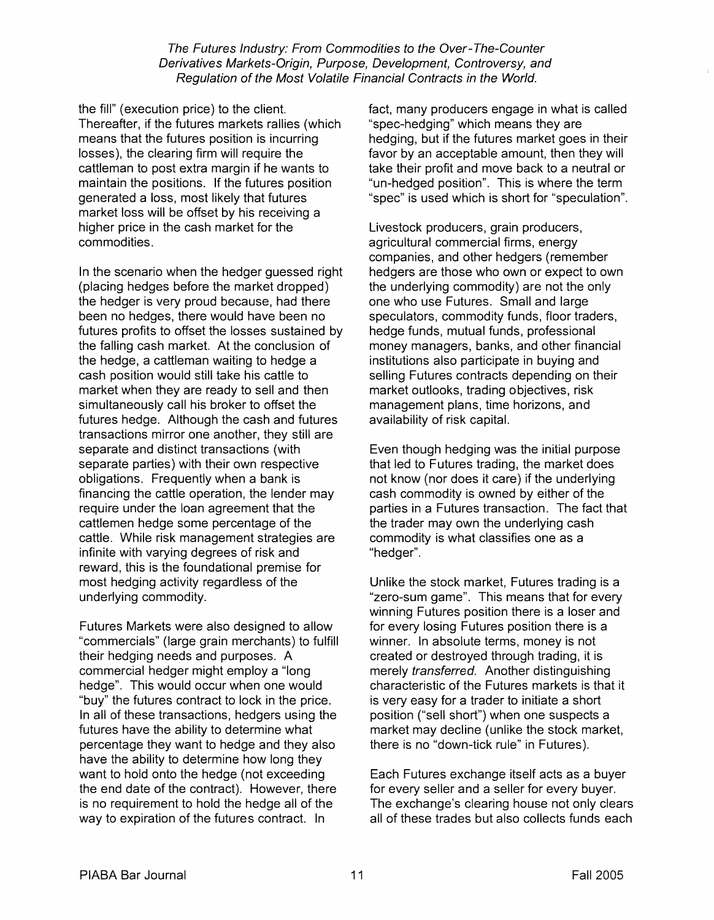the fill" (execution price) to the client. Thereafter, if the futures markets rallies (which means that the futures position is incurring losses), the clearing firm will require the cattleman to post extra margin if he wants to maintain the positions. If the futures position generated a loss, most likely that futures market loss will be offset by his receiving a higher price in the cash market for the commodities.

In the scenario when the hedger guessed right (placing hedges before the market dropped) the hedger is very proud because, had there been no hedges, there would have been no futures profits to offset the losses sustained by the falling cash market. At the conclusion of the hedge, a cattleman waiting to hedge a cash position would still take his cattle to market when they are ready to sell and then simultaneously call his broker to offset the futures hedge. Although the cash and futures transactions mirror one another, they still are separate and distinct transactions (with separate parties) with their own respective obligations. Frequently when a bank is financing the cattle operation, the lender may require under the loan agreement that the cattlemen hedge some percentage of the cattle. While risk management strategies are infinite with varying degrees of risk and reward, this is the foundational premise for most hedging activity regardless of the underlying commodity.

Futures Markets were also designed to allow "commercials" (large grain merchants) to fulfill their hedging needs and purposes. A commercial hedger might employ a "long hedge". This would occur when one would "buy" the futures contract to lock in the price. In all of these transactions, hedgers using the futures have the ability to determine what percentage they want to hedge and they also have the ability to determine how long they want to hold onto the hedge (not exceeding the end date of the contract). However, there is no requirement to hold the hedge all of the way to expiration of the futures contract. In fact, many producers engage in what is called "spec-hedging" which means they are hedging, but if the futures market goes in their favor by an acceptable amount, then they will take their profit and move back to a neutral or "un-hedged position". This is where the term "spec" is used which is short for "speculation".

Livestock producers, grain producers, agricultural commercial firms, energy companies, and other hedgers (remember hedgers are those who own or expect to own the underlying commodity) are not the only one who use Futures. Small and large speculators, commodity funds, floor traders, hedge funds, mutual funds, professional money managers, banks, and other financial institutions also participate in buying and selling Futures contracts depending on their market outlooks, trading objectives, risk management plans, time horizons, and availability of risk capital.

Even though hedging was the initial purpose that led to Futures trading, the market does not know (nor does it care) if the underlying cash commodity is owned by either of the parties in a Futures transaction. The fact that the trader may own the underlying cash commodity is what classifies one as a "hedger".

Unlike the stock market, Futures trading is a "zero-sum game". This means that for every winning Futures position there is a loser and for every losing Futures position there is a winner. In absolute terms, money is not created or destroyed through trading, it is merely *transferred.* Another distinguishing characteristic of the Futures markets is that it is very easy for a trader to initiate a short position ("sell short") when one suspects a market may decline (unlike the stock market, there is no "down-tick rule" in Futures).

Each Futures exchange itself acts as a buyer for every seller and a seller for every buyer. The exchange's clearing house not only clears all of these trades but also collects funds each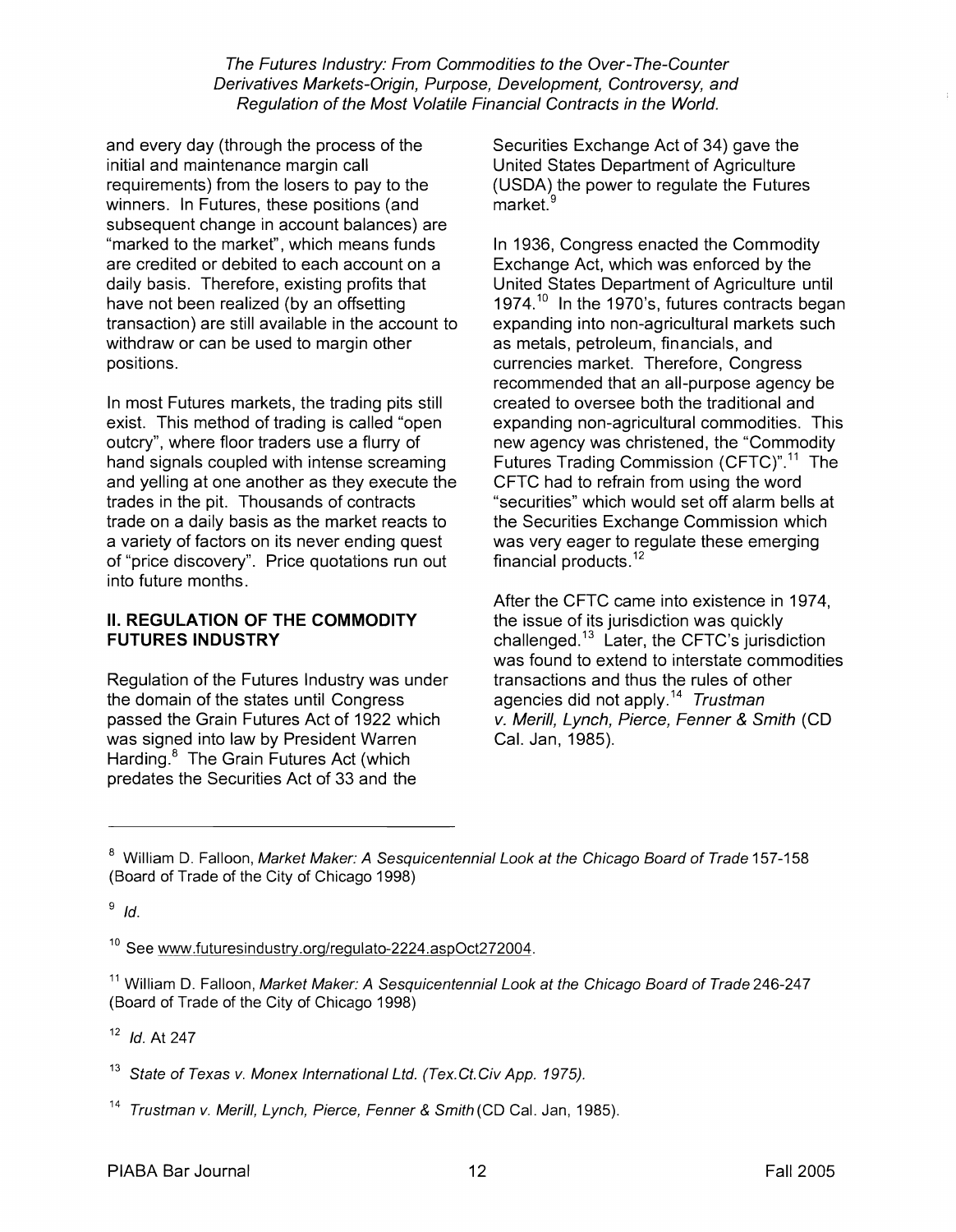and every day (through the process of the initial and maintenance margin call requirements) from the losers to pay to the winners. In Futures, these positions (and subsequent change in account balances) are "marked to the market", which means funds are credited or debited to each account on a daily basis. Therefore, existing profits that have not been realized (by an offsetting transaction) are still available in the account to withdraw or can be used to margin other positions.

In most Futures markets, the trading pits still exist. This method of trading is called "open outcry", where floor traders use a flurry of hand signals coupled with intense screaming and yelling at one another as they execute the trades in the pit. Thousands of contracts trade on a daily basis as the market reacts to a variety of factors on its never ending quest of "price discovery". Price quotations run out into future months.

## II. REGULATION OF THE COMMODITY FUTURES INDUSTRY

Regulation of the Futures Industry was under the domain of the states until Congress passed the Grain Futures Act of 1922 which was signed into law by President Warren Harding.[8] The Grain Futures Act (which predates the Securities Act of 33 and the Securities Exchange Act of 34) gave the United States Department of Agriculture (USDA) the power to regulate the Futures market.[9]

In 1936, Congress enacted the Commodity Exchange Act, which was enforced by the United States Department of Agriculture until 1974.[10] In the 1970's, futures contracts began expanding into non-agricultural markets such as metals, petroleum, financials, and currencies market. Therefore, Congress recommended that an all-purpose agency be created to oversee both the traditional and expanding non-agricultural commodities. This new agency was christened, the "Commodity Futures Trading Commission (CFTC)".[11] The CFTC had to refrain from using the word "securities" which would set off alarm bells at the Securities Exchange Commission which was very eager to regulate these emerging financial products.[12]

After the CFTC came into existence in 1974, the issue of its jurisdiction was quickly challenged.[13] Later, the CFTC's jurisdiction was found to extend to interstate commodities transactions and thus the rules of other agencies did not apply.[14] *Trustman v. Merill, Lynch, Pierce, Fenner & Smith* (CD Cal. Jan, 1985).

---

[8] William D. Falloon, *Market Maker: A Sesquicentennial Look at the Chicago Board of Trade* 157-158 (Board of Trade of the City of Chicago 1998)

[9] *Id.*

[10] See www.futuresindustry.org/regulato-2224.aspOct272004.

[11] William D. Falloon, *Market Maker: A Sesquicentennial Look at the Chicago Board of Trade* 246-247 (Board of Trade of the City of Chicago 1998)

[12] *Id.* At 247

[13] *State of Texas v. Monex International Ltd. (Tex.Ct.Civ App. 1975).*

[14] *Trustman v. Merill, Lynch, Pierce, Fenner & Smith* (CD Cal. Jan, 1985).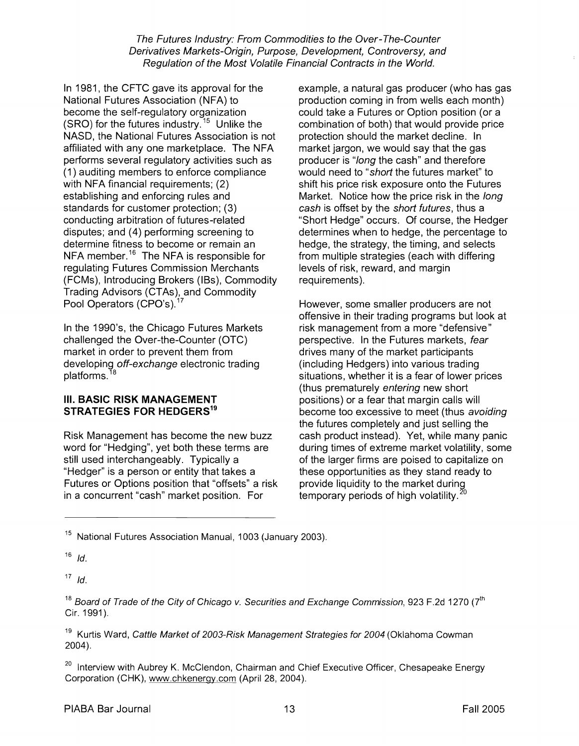In 1981, the CFTC gave its approval for the National Futures Association (NFA) to become the self-regulatory organization (SRO) for the futures industry.[15] Unlike the NASD, the National Futures Association is not affiliated with any one marketplace. The NFA performs several regulatory activities such as (1) auditing members to enforce compliance with NFA financial requirements; (2) establishing and enforcing rules and standards for customer protection; (3) conducting arbitration of futures-related disputes; and (4) performing screening to determine fitness to become or remain an NFA member.[16] The NFA is responsible for regulating Futures Commission Merchants (FCMs), Introducing Brokers (IBs), Commodity Trading Advisors (CTAs), and Commodity Pool Operators (CPO's).[17]

In the 1990's, the Chicago Futures Markets challenged the Over-the-Counter (OTC) market in order to prevent them from developing *off-exchange* electronic trading platforms.[18]

## III. BASIC RISK MANAGEMENT STRATEGIES FOR HEDGERS[19]

Risk Management has become the new buzz word for "Hedging", yet both these terms are still used interchangeably. Typically a "Hedger" is a person or entity that takes a Futures or Options position that "offsets" a risk in a concurrent "cash" market position. For example, a natural gas producer (who has gas production coming in from wells each month) could take a Futures or Option position (or a combination of both) that would provide price protection should the market decline. In market jargon, we would say that the gas producer is "*long* the cash" and therefore would need to "*short* the futures market" to shift his price risk exposure onto the Futures Market. Notice how the price risk in the *long cash* is offset by the *short futures*, thus a "Short Hedge" occurs. Of course, the Hedger determines when to hedge, the percentage to hedge, the strategy, the timing, and selects from multiple strategies (each with differing levels of risk, reward, and margin requirements).

However, some smaller producers are not offensive in their trading programs but look at risk management from a more "defensive" perspective. In the Futures markets, *fear* drives many of the market participants (including Hedgers) into various trading situations, whether it is a fear of lower prices (thus prematurely *entering* new short positions) or a fear that margin calls will become too excessive to meet (thus *avoiding* the futures completely and just selling the cash product instead). Yet, while many panic during times of extreme market volatility, some of the larger firms are poised to capitalize on these opportunities as they stand ready to provide liquidity to the market during temporary periods of high volatility.[20]

---

[15] National Futures Association Manual, 1003 (January 2003).

[16] *Id.*

[17] *Id.*

[18] *Board of Trade of the City of Chicago v. Securities and Exchange Commission*, 923 F.2d 1270 (7th Cir. 1991).

[19] Kurtis Ward, *Cattle Market of 2003-Risk Management Strategies for 2004* (Oklahoma Cowman 2004).

[20] Interview with Aubrey K. McClendon, Chairman and Chief Executive Officer, Chesapeake Energy Corporation (CHK), www.chkenergy.com (April 28, 2004).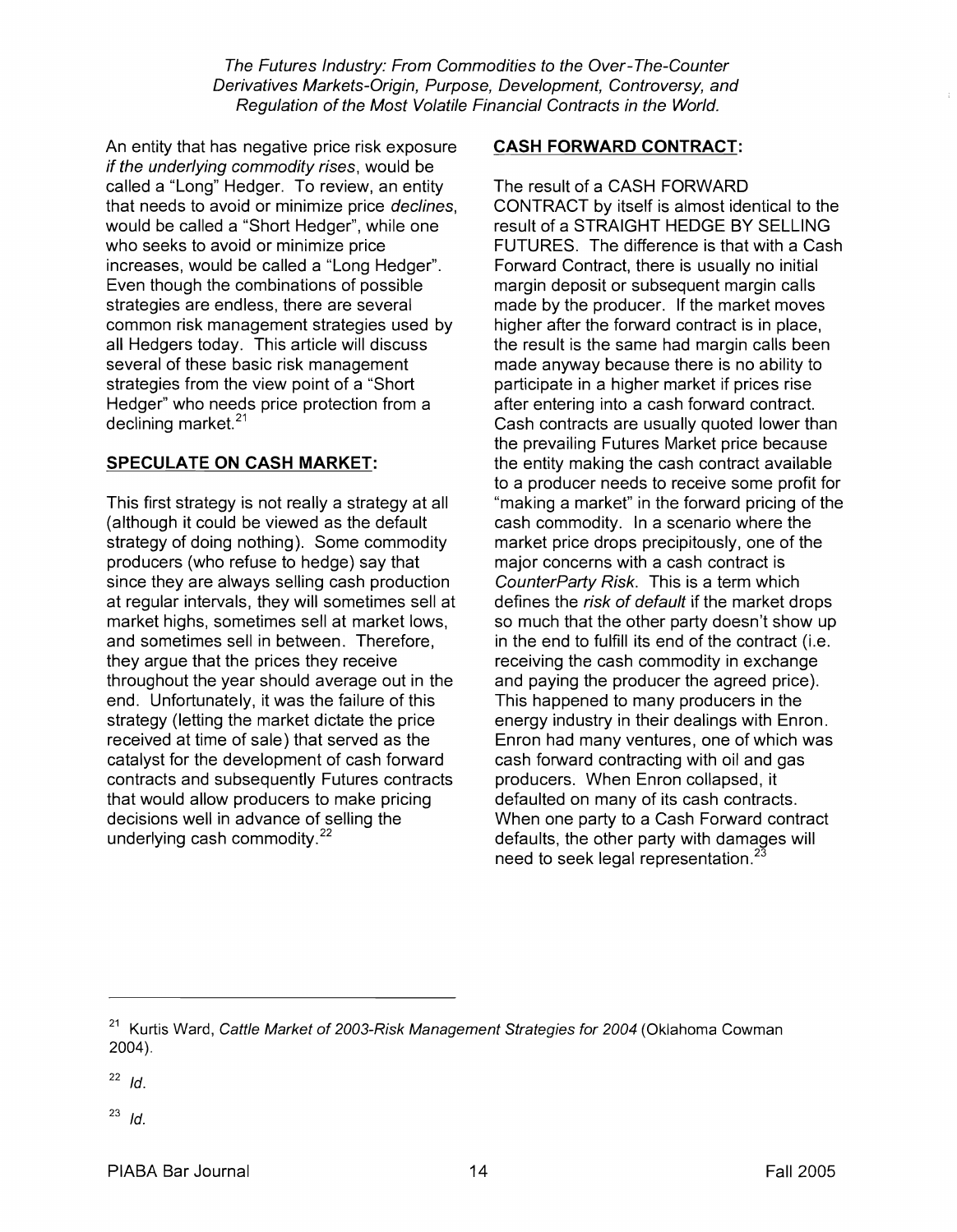An entity that has negative price risk exposure *if the underlying commodity rises*, would be called a "Long" Hedger. To review, an entity that needs to avoid or minimize price *declines*, would be called a "Short Hedger", while one who seeks to avoid or minimize price increases, would be called a "Long Hedger". Even though the combinations of possible strategies are endless, there are several common risk management strategies used by all Hedgers today. This article will discuss several of these basic risk management strategies from the view point of a "Short Hedger" who needs price protection from a declining market.[21]

## SPECULATE ON CASH MARKET:

This first strategy is not really a strategy at all (although it could be viewed as the default strategy of doing nothing). Some commodity producers (who refuse to hedge) say that since they are always selling cash production at regular intervals, they will sometimes sell at market highs, sometimes sell at market lows, and sometimes sell in between. Therefore, they argue that the prices they receive throughout the year should average out in the end. Unfortunately, it was the failure of this strategy (letting the market dictate the price received at time of sale) that served as the catalyst for the development of cash forward contracts and subsequently Futures contracts that would allow producers to make pricing decisions well in advance of selling the underlying cash commodity.[22]

## CASH FORWARD CONTRACT:

The result of a CASH FORWARD CONTRACT by itself is almost identical to the result of a STRAIGHT HEDGE BY SELLING FUTURES. The difference is that with a Cash Forward Contract, there is usually no initial margin deposit or subsequent margin calls made by the producer. If the market moves higher after the forward contract is in place, the result is the same had margin calls been made anyway because there is no ability to participate in a higher market if prices rise after entering into a cash forward contract. Cash contracts are usually quoted lower than the prevailing Futures Market price because the entity making the cash contract available to a producer needs to receive some profit for "making a market" in the forward pricing of the cash commodity. In a scenario where the market price drops precipitously, one of the major concerns with a cash contract is *CounterParty Risk*. This is a term which defines the *risk of default* if the market drops so much that the other party doesn't show up in the end to fulfill its end of the contract (i.e. receiving the cash commodity in exchange and paying the producer the agreed price). This happened to many producers in the energy industry in their dealings with Enron. Enron had many ventures, one of which was cash forward contracting with oil and gas producers. When Enron collapsed, it defaulted on many of its cash contracts. When one party to a Cash Forward contract defaults, the other party with damages will need to seek legal representation.[23]

---

[21] Kurtis Ward, *Cattle Market of 2003-Risk Management Strategies for 2004* (Oklahoma Cowman 2004).

[22] *Id.*

[23] *Id.*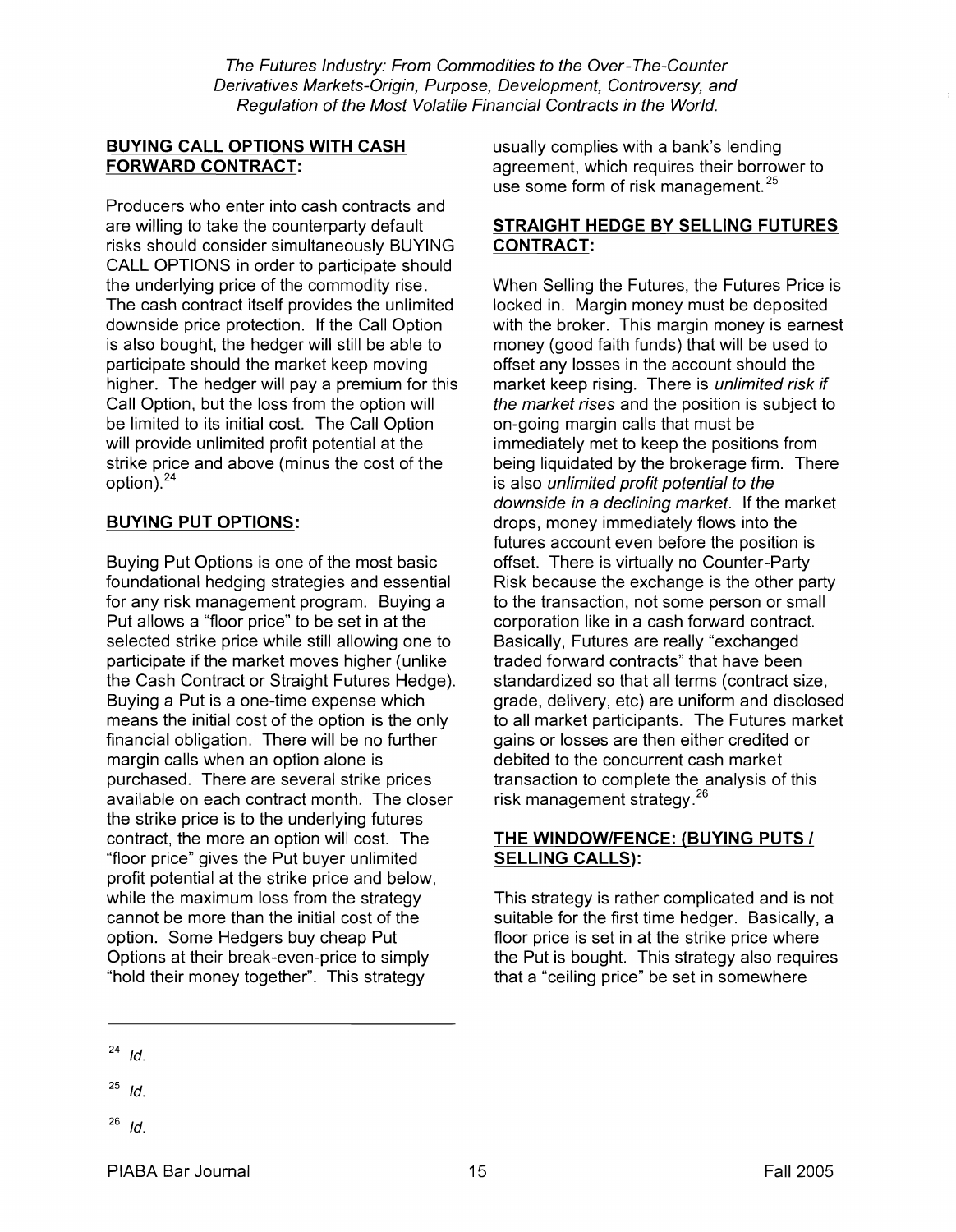## BUYING CALL OPTIONS WITH CASH FORWARD CONTRACT:

Producers who enter into cash contracts and are willing to take the counterparty default risks should consider simultaneously BUYING CALL OPTIONS in order to participate should the underlying price of the commodity rise. The cash contract itself provides the unlimited downside price protection. If the Call Option is also bought, the hedger will still be able to participate should the market keep moving higher. The hedger will pay a premium for this Call Option, but the loss from the option will be limited to its initial cost. The Call Option will provide unlimited profit potential at the strike price and above (minus the cost of the option).[24]

## BUYING PUT OPTIONS:

Buying Put Options is one of the most basic foundational hedging strategies and essential for any risk management program. Buying a Put allows a "floor price" to be set in at the selected strike price while still allowing one to participate if the market moves higher (unlike the Cash Contract or Straight Futures Hedge). Buying a Put is a one-time expense which means the initial cost of the option is the only financial obligation. There will be no further margin calls when an option alone is purchased. There are several strike prices available on each contract month. The closer the strike price is to the underlying futures contract, the more an option will cost. The "floor price" gives the Put buyer unlimited profit potential at the strike price and below, while the maximum loss from the strategy cannot be more than the initial cost of the option. Some Hedgers buy cheap Put Options at their break-even-price to simply "hold their money together". This strategy usually complies with a bank's lending agreement, which requires their borrower to use some form of risk management.[25]

## STRAIGHT HEDGE BY SELLING FUTURES CONTRACT:

When Selling the Futures, the Futures Price is locked in. Margin money must be deposited with the broker. This margin money is earnest money (good faith funds) that will be used to offset any losses in the account should the market keep rising. There is *unlimited risk if the market rises* and the position is subject to on-going margin calls that must be immediately met to keep the positions from being liquidated by the brokerage firm. There is also *unlimited profit potential to the downside in a declining market*. If the market drops, money immediately flows into the futures account even before the position is offset. There is virtually no Counter-Party Risk because the exchange is the other party to the transaction, not some person or small corporation like in a cash forward contract. Basically, Futures are really "exchanged traded forward contracts" that have been standardized so that all terms (contract size, grade, delivery, etc) are uniform and disclosed to all market participants. The Futures market gains or losses are then either credited or debited to the concurrent cash market transaction to complete the analysis of this risk management strategy.[26]

## THE WINDOW/FENCE: (BUYING PUTS / SELLING CALLS):

This strategy is rather complicated and is not suitable for the first time hedger. Basically, a floor price is set in at the strike price where the Put is bought. This strategy also requires that a "ceiling price" be set in somewhere

---

[24] *Id.*

[25] *Id.*

[26] *Id.*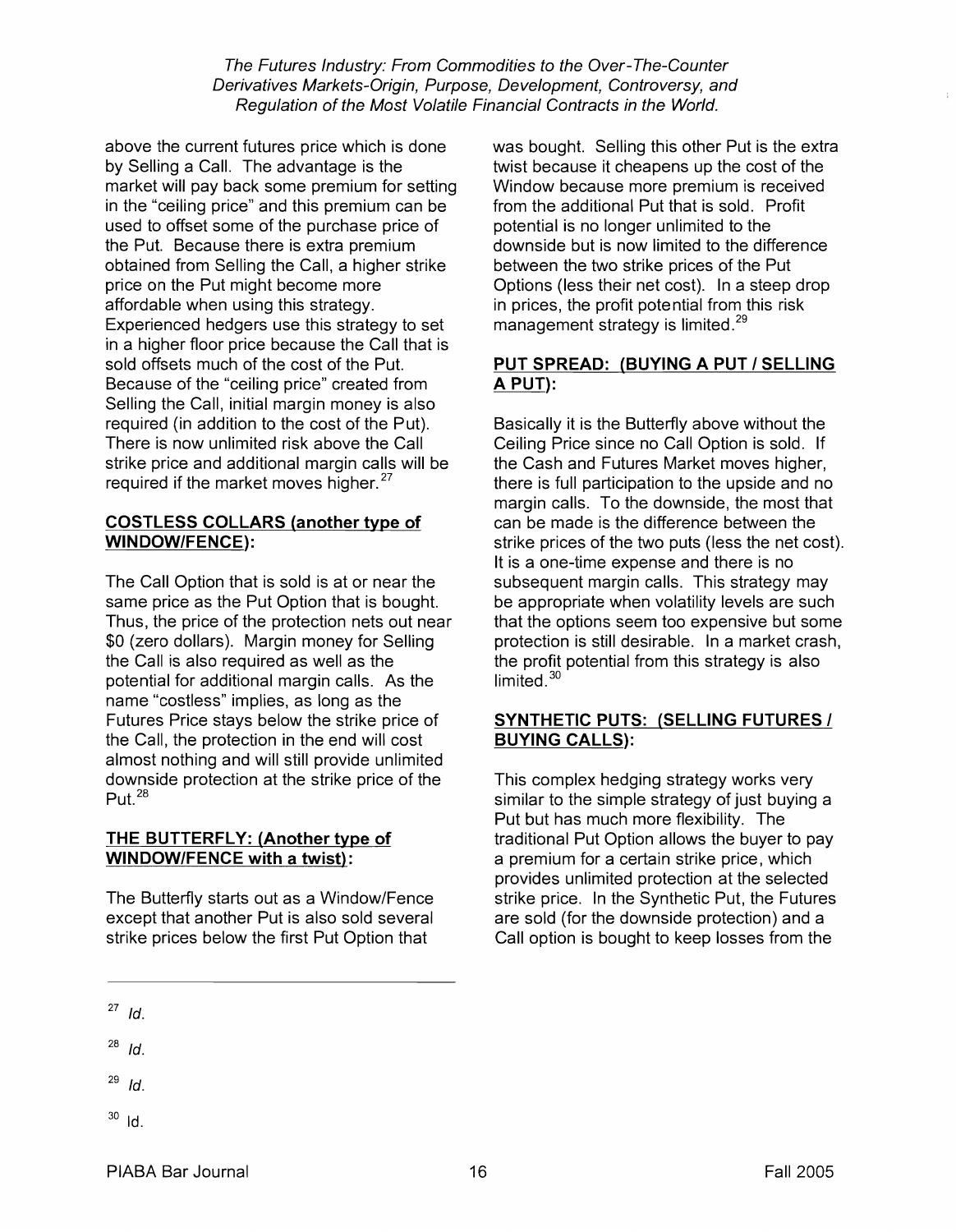above the current futures price which is done by Selling a Call. The advantage is the market will pay back some premium for setting in the "ceiling price" and this premium can be used to offset some of the purchase price of the Put. Because there is extra premium obtained from Selling the Call, a higher strike price on the Put might become more affordable when using this strategy. Experienced hedgers use this strategy to set in a higher floor price because the Call that is sold offsets much of the cost of the Put. Because of the "ceiling price" created from Selling the Call, initial margin money is also required (in addition to the cost of the Put). There is now unlimited risk above the Call strike price and additional margin calls will be required if the market moves higher.[27]

**COSTLESS COLLARS (another type of WINDOW/FENCE):**

The Call Option that is sold is at or near the same price as the Put Option that is bought. Thus, the price of the protection nets out near $0 (zero dollars). Margin money for Selling the Call is also required as well as the potential for additional margin calls. As the name "costless" implies, as long as the Futures Price stays below the strike price of the Call, the protection in the end will cost almost nothing and will still provide unlimited downside protection at the strike price of the Put.[28]

**THE BUTTERFLY: (Another type of WINDOW/FENCE with a twist):**

The Butterfly starts out as a Window/Fence except that another Put is also sold several strike prices below the first Put Option that was bought. Selling this other Put is the extra twist because it cheapens up the cost of the Window because more premium is received from the additional Put that is sold. Profit potential is no longer unlimited to the downside but is now limited to the difference between the two strike prices of the Put Options (less their net cost). In a steep drop in prices, the profit potential from this risk management strategy is limited.[29]

**PUT SPREAD: (BUYING A PUT / SELLING A PUT):**

Basically it is the Butterfly above without the Ceiling Price since no Call Option is sold. If the Cash and Futures Market moves higher, there is full participation to the upside and no margin calls. To the downside, the most that can be made is the difference between the strike prices of the two puts (less the net cost). It is a one-time expense and there is no subsequent margin calls. This strategy may be appropriate when volatility levels are such that the options seem too expensive but some protection is still desirable. In a market crash, the profit potential from this strategy is also limited.[30]

**SYNTHETIC PUTS: (SELLING FUTURES / BUYING CALLS):**

This complex hedging strategy works very similar to the simple strategy of just buying a Put but has much more flexibility. The traditional Put Option allows the buyer to pay a premium for a certain strike price, which provides unlimited protection at the selected strike price. In the Synthetic Put, the Futures are sold (for the downside protection) and a Call option is bought to keep losses from the

---

[27] *Id.*

[28] *Id.*

[29] *Id.*

[30] Id.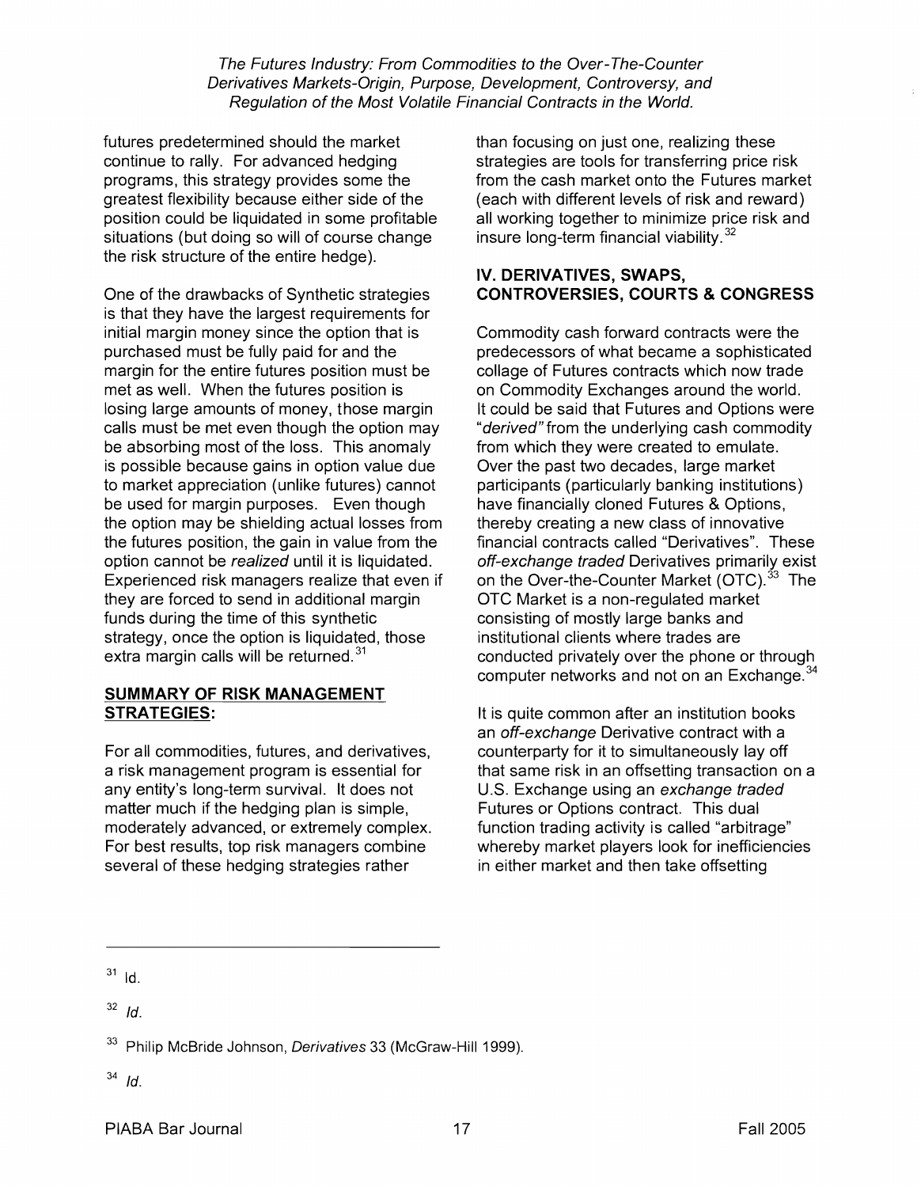futures predetermined should the market continue to rally. For advanced hedging programs, this strategy provides some the greatest flexibility because either side of the position could be liquidated in some profitable situations (but doing so will of course change the risk structure of the entire hedge).

One of the drawbacks of Synthetic strategies is that they have the largest requirements for initial margin money since the option that is purchased must be fully paid for and the margin for the entire futures position must be met as well. When the futures position is losing large amounts of money, those margin calls must be met even though the option may be absorbing most of the loss. This anomaly is possible because gains in option value due to market appreciation (unlike futures) cannot be used for margin purposes. Even though the option may be shielding actual losses from the futures position, the gain in value from the option cannot be *realized* until it is liquidated. Experienced risk managers realize that even if they are forced to send in additional margin funds during the time of this synthetic strategy, once the option is liquidated, those extra margin calls will be returned.[31]

**SUMMARY OF RISK MANAGEMENT STRATEGIES:**

For all commodities, futures, and derivatives, a risk management program is essential for any entity's long-term survival. It does not matter much if the hedging plan is simple, moderately advanced, or extremely complex. For best results, top risk managers combine several of these hedging strategies rather than focusing on just one, realizing these strategies are tools for transferring price risk from the cash market onto the Futures market (each with different levels of risk and reward) all working together to minimize price risk and insure long-term financial viability.[32]

## IV. DERIVATIVES, SWAPS, CONTROVERSIES, COURTS & CONGRESS

Commodity cash forward contracts were the predecessors of what became a sophisticated collage of Futures contracts which now trade on Commodity Exchanges around the world. It could be said that Futures and Options were "*derived*" from the underlying cash commodity from which they were created to emulate. Over the past two decades, large market participants (particularly banking institutions) have financially cloned Futures & Options, thereby creating a new class of innovative financial contracts called "Derivatives". These *off-exchange traded* Derivatives primarily exist on the Over-the-Counter Market (OTC).[33] The OTC Market is a non-regulated market consisting of mostly large banks and institutional clients where trades are conducted privately over the phone or through computer networks and not on an Exchange.[34]

It is quite common after an institution books an *off-exchange* Derivative contract with a counterparty for it to simultaneously lay off that same risk in an offsetting transaction on a U.S. Exchange using an *exchange traded* Futures or Options contract. This dual function trading activity is called "arbitrage" whereby market players look for inefficiencies in either market and then take offsetting

---

[31] Id.

[32] *Id.*

[33] Philip McBride Johnson, *Derivatives* 33 (McGraw-Hill 1999).

[34] *Id.*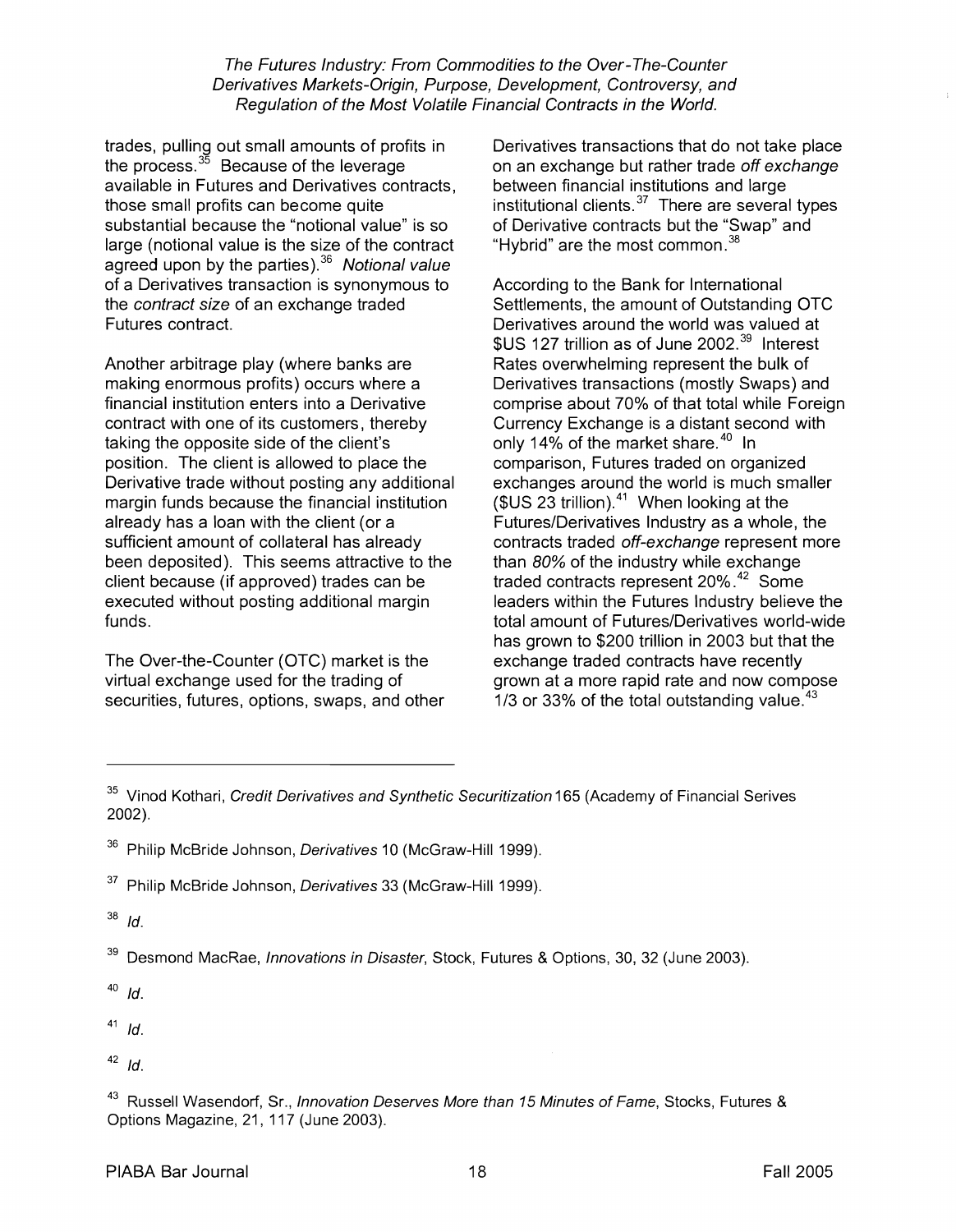trades, pulling out small amounts of profits in the process.[35] Because of the leverage available in Futures and Derivatives contracts, those small profits can become quite substantial because the "notional value" is so large (notional value is the size of the contract agreed upon by the parties).[36] *Notional value* of a Derivatives transaction is synonymous to the *contract size* of an exchange traded Futures contract.

Another arbitrage play (where banks are making enormous profits) occurs where a financial institution enters into a Derivative contract with one of its customers, thereby taking the opposite side of the client's position. The client is allowed to place the Derivative trade without posting any additional margin funds because the financial institution already has a loan with the client (or a sufficient amount of collateral has already been deposited). This seems attractive to the client because (if approved) trades can be executed without posting additional margin funds.

The Over-the-Counter (OTC) market is the virtual exchange used for the trading of securities, futures, options, swaps, and other Derivatives transactions that do not take place on an exchange but rather trade *off exchange* between financial institutions and large institutional clients.[37] There are several types of Derivative contracts but the "Swap" and "Hybrid" are the most common.[38]

According to the Bank for International Settlements, the amount of Outstanding OTC Derivatives around the world was valued at $US 127 trillion as of June 2002.[39] Interest Rates overwhelming represent the bulk of Derivatives transactions (mostly Swaps) and comprise about 70% of that total while Foreign Currency Exchange is a distant second with only 14% of the market share.[40] In comparison, Futures traded on organized exchanges around the world is much smaller ($US 23 trillion).[41] When looking at the Futures/Derivatives Industry as a whole, the contracts traded *off-exchange* represent more than *80%* of the industry while exchange traded contracts represent 20%.[42] Some leaders within the Futures Industry believe the total amount of Futures/Derivatives world-wide has grown to $200 trillion in 2003 but that the exchange traded contracts have recently grown at a more rapid rate and now compose 1/3 or 33% of the total outstanding value.[43]

---

[35] Vinod Kothari, *Credit Derivatives and Synthetic Securitization* 165 (Academy of Financial Serives 2002).

[36] Philip McBride Johnson, *Derivatives* 10 (McGraw-Hill 1999).

[37] Philip McBride Johnson, *Derivatives* 33 (McGraw-Hill 1999).

[38] *Id.*

[39] Desmond MacRae, *Innovations in Disaster*, Stock, Futures & Options, 30, 32 (June 2003).

[40] *Id.*

[41] *Id.*

[42] *Id.*

[43] Russell Wasendorf, Sr., *Innovation Deserves More than 15 Minutes of Fame*, Stocks, Futures & Options Magazine, 21, 117 (June 2003).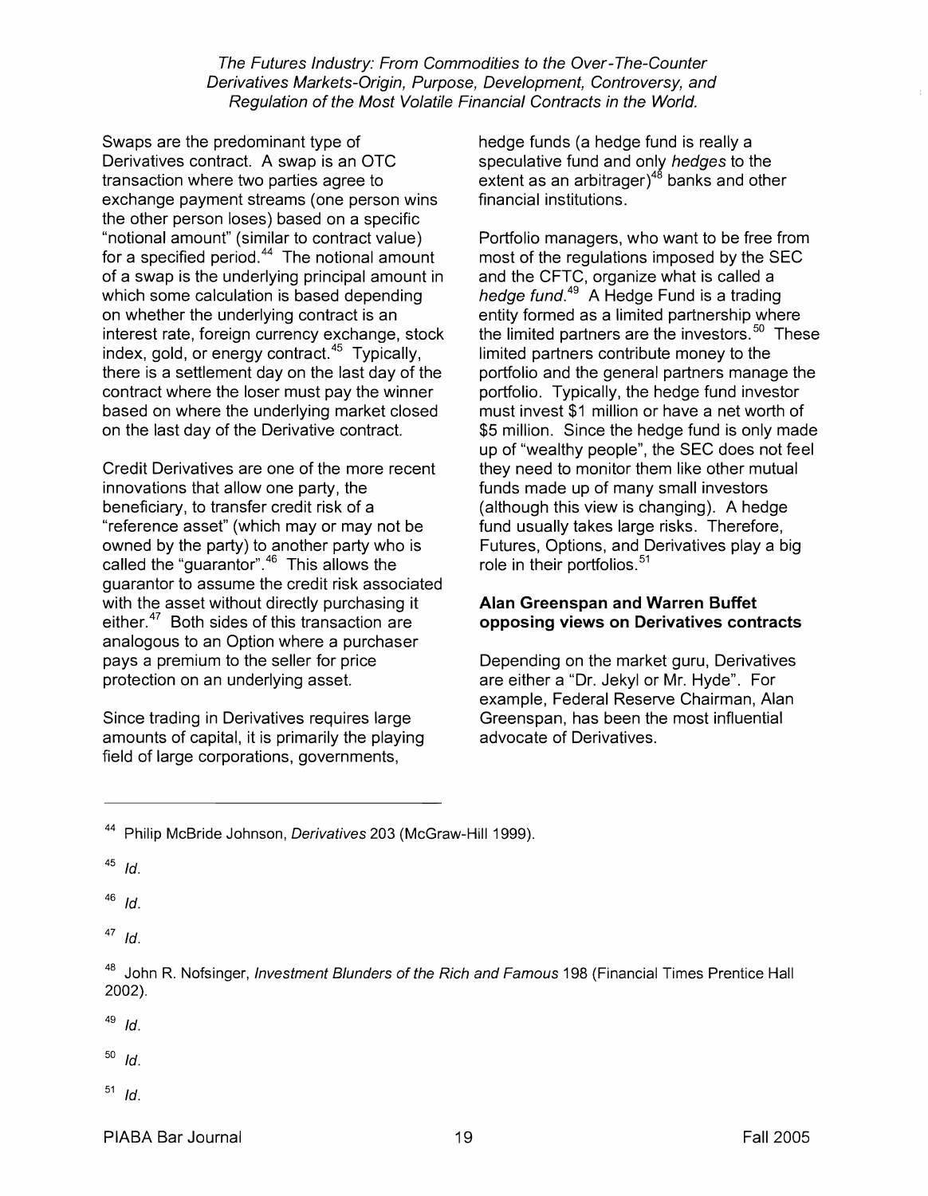Swaps are the predominant type of Derivatives contract. A swap is an OTC transaction where two parties agree to exchange payment streams (one person wins the other person loses) based on a specific "notional amount" (similar to contract value) for a specified period.[44] The notional amount of a swap is the underlying principal amount in which some calculation is based depending on whether the underlying contract is an interest rate, foreign currency exchange, stock index, gold, or energy contract.[45] Typically, there is a settlement day on the last day of the contract where the loser must pay the winner based on where the underlying market closed on the last day of the Derivative contract.

Credit Derivatives are one of the more recent innovations that allow one party, the beneficiary, to transfer credit risk of a "reference asset" (which may or may not be owned by the party) to another party who is called the "guarantor".[46] This allows the guarantor to assume the credit risk associated with the asset without directly purchasing it either.[47] Both sides of this transaction are analogous to an Option where a purchaser pays a premium to the seller for price protection on an underlying asset.

Since trading in Derivatives requires large amounts of capital, it is primarily the playing field of large corporations, governments, hedge funds (a hedge fund is really a speculative fund and only *hedges* to the extent as an arbitrager)[48] banks and other financial institutions.

Portfolio managers, who want to be free from most of the regulations imposed by the SEC and the CFTC, organize what is called a *hedge fund*.[49] A Hedge Fund is a trading entity formed as a limited partnership where the limited partners are the investors.[50] These limited partners contribute money to the portfolio and the general partners manage the portfolio. Typically, the hedge fund investor must invest $1 million or have a net worth of $5 million. Since the hedge fund is only made up of "wealthy people", the SEC does not feel they need to monitor them like other mutual funds made up of many small investors (although this view is changing). A hedge fund usually takes large risks. Therefore, Futures, Options, and Derivatives play a big role in their portfolios.[51]

**Alan Greenspan and Warren Buffet opposing views on Derivatives contracts**

Depending on the market guru, Derivatives are either a "Dr. Jekyl or Mr. Hyde". For example, Federal Reserve Chairman, Alan Greenspan, has been the most influential advocate of Derivatives.

---

[44] Philip McBride Johnson, *Derivatives* 203 (McGraw-Hill 1999).

[45] *Id.*

[46] *Id.*

[47] *Id.*

[48] John R. Nofsinger, *Investment Blunders of the Rich and Famous* 198 (Financial Times Prentice Hall 2002).

[49] *Id.*

[50] *Id.*

[51] *Id.*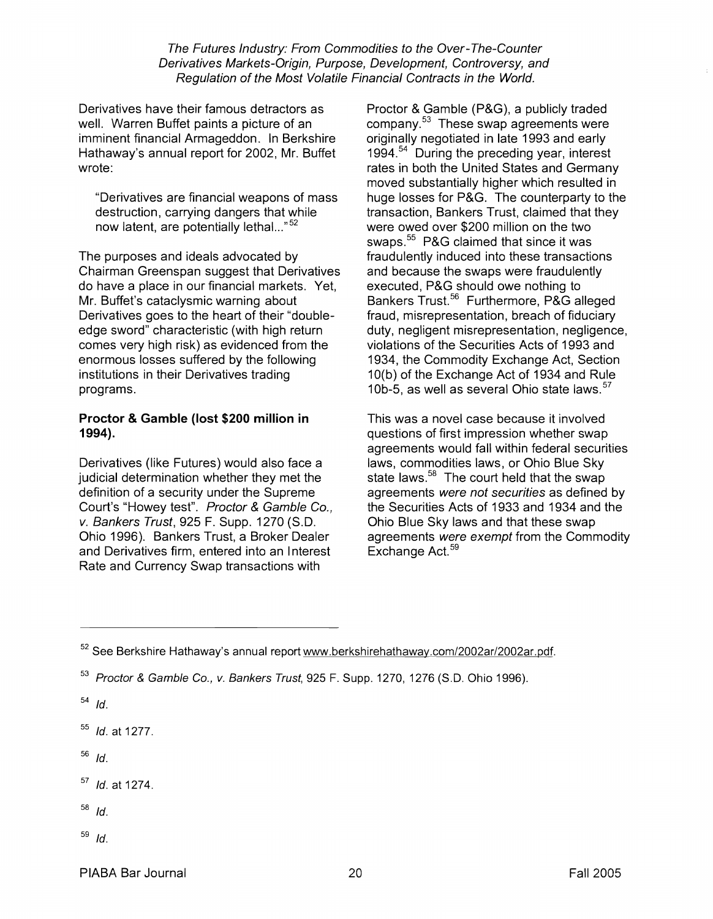Derivatives have their famous detractors as well. Warren Buffet paints a picture of an imminent financial Armageddon. In Berkshire Hathaway's annual report for 2002, Mr. Buffet wrote:

> "Derivatives are financial weapons of mass destruction, carrying dangers that while now latent, are potentially lethal..."[52]

The purposes and ideals advocated by Chairman Greenspan suggest that Derivatives do have a place in our financial markets. Yet, Mr. Buffet's cataclysmic warning about Derivatives goes to the heart of their "double-edge sword" characteristic (with high return comes very high risk) as evidenced from the enormous losses suffered by the following institutions in their Derivatives trading programs.

**Proctor & Gamble (lost $200 million in 1994).**

Derivatives (like Futures) would also face a judicial determination whether they met the definition of a security under the Supreme Court's "Howey test". *Proctor & Gamble Co., v. Bankers Trust*, 925 F. Supp. 1270 (S.D. Ohio 1996). Bankers Trust, a Broker Dealer and Derivatives firm, entered into an Interest Rate and Currency Swap transactions with Proctor & Gamble (P&G), a publicly traded company.[53] These swap agreements were originally negotiated in late 1993 and early 1994.[54] During the preceding year, interest rates in both the United States and Germany moved substantially higher which resulted in huge losses for P&G. The counterparty to the transaction, Bankers Trust, claimed that they were owed over $200 million on the two swaps.[55] P&G claimed that since it was fraudulently induced into these transactions and because the swaps were fraudulently executed, P&G should owe nothing to Bankers Trust.[56] Furthermore, P&G alleged fraud, misrepresentation, breach of fiduciary duty, negligent misrepresentation, negligence, violations of the Securities Acts of 1993 and 1934, the Commodity Exchange Act, Section 10(b) of the Exchange Act of 1934 and Rule 10b-5, as well as several Ohio state laws.[57]

This was a novel case because it involved questions of first impression whether swap agreements would fall within federal securities laws, commodities laws, or Ohio Blue Sky state laws.[58] The court held that the swap agreements *were not securities* as defined by the Securities Acts of 1933 and 1934 and the Ohio Blue Sky laws and that these swap agreements *were exempt* from the Commodity Exchange Act.[59]

---

[52] See Berkshire Hathaway's annual report www.berkshirehathaway.com/2002ar/2002ar.pdf.

[53] *Proctor & Gamble Co., v. Bankers Trust*, 925 F. Supp. 1270, 1276 (S.D. Ohio 1996).

[54] *Id.*

[55] *Id.* at 1277.

[56] *Id.*

[57] *Id.* at 1274.

[58] *Id.*

[59] *Id.*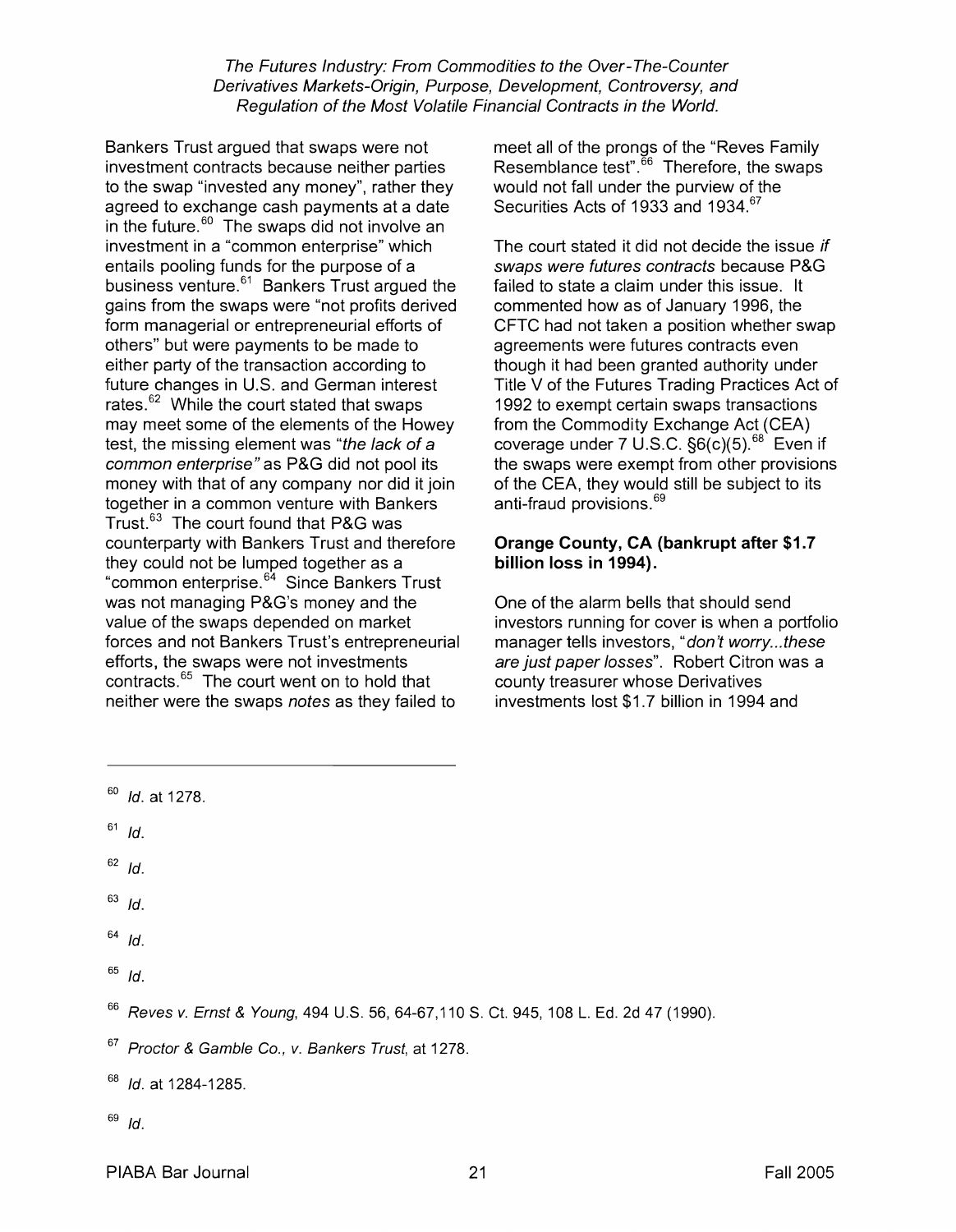Bankers Trust argued that swaps were not investment contracts because neither parties to the swap "invested any money", rather they agreed to exchange cash payments at a date in the future.[60] The swaps did not involve an investment in a "common enterprise" which entails pooling funds for the purpose of a business venture.[61] Bankers Trust argued the gains from the swaps were "not profits derived form managerial or entrepreneurial efforts of others" but were payments to be made to either party of the transaction according to future changes in U.S. and German interest rates.[62] While the court stated that swaps may meet some of the elements of the Howey test, the missing element was "*the lack of a common enterprise*" as P&G did not pool its money with that of any company nor did it join together in a common venture with Bankers Trust.[63] The court found that P&G was counterparty with Bankers Trust and therefore they could not be lumped together as a "common enterprise.[64] Since Bankers Trust was not managing P&G's money and the value of the swaps depended on market forces and not Bankers Trust's entrepreneurial efforts, the swaps were not investments contracts.[65] The court went on to hold that neither were the swaps *notes* as they failed to meet all of the prongs of the "Reves Family Resemblance test".[66] Therefore, the swaps would not fall under the purview of the Securities Acts of 1933 and 1934.[67]

The court stated it did not decide the issue *if swaps were futures contracts* because P&G failed to state a claim under this issue. It commented how as of January 1996, the CFTC had not taken a position whether swap agreements were futures contracts even though it had been granted authority under Title V of the Futures Trading Practices Act of 1992 to exempt certain swaps transactions from the Commodity Exchange Act (CEA) coverage under 7 U.S.C. §6(c)(5).[68] Even if the swaps were exempt from other provisions of the CEA, they would still be subject to its anti-fraud provisions.[69]

**Orange County, CA (bankrupt after $1.7 billion loss in 1994).**

One of the alarm bells that should send investors running for cover is when a portfolio manager tells investors, "*don't worry...these are just paper losses*". Robert Citron was a county treasurer whose Derivatives investments lost $1.7 billion in 1994 and

---

[60] *Id*. at 1278.

[61] *Id*.

[62] *Id*.

[63] *Id*.

[64] *Id*.

[65] *Id*.

[66] *Reves v. Ernst & Young*, 494 U.S. 56, 64-67,110 S. Ct. 945, 108 L. Ed. 2d 47 (1990).

[67] *Proctor & Gamble Co., v. Bankers Trust*, at 1278.

[68] *Id*. at 1284-1285.

[69] *Id*.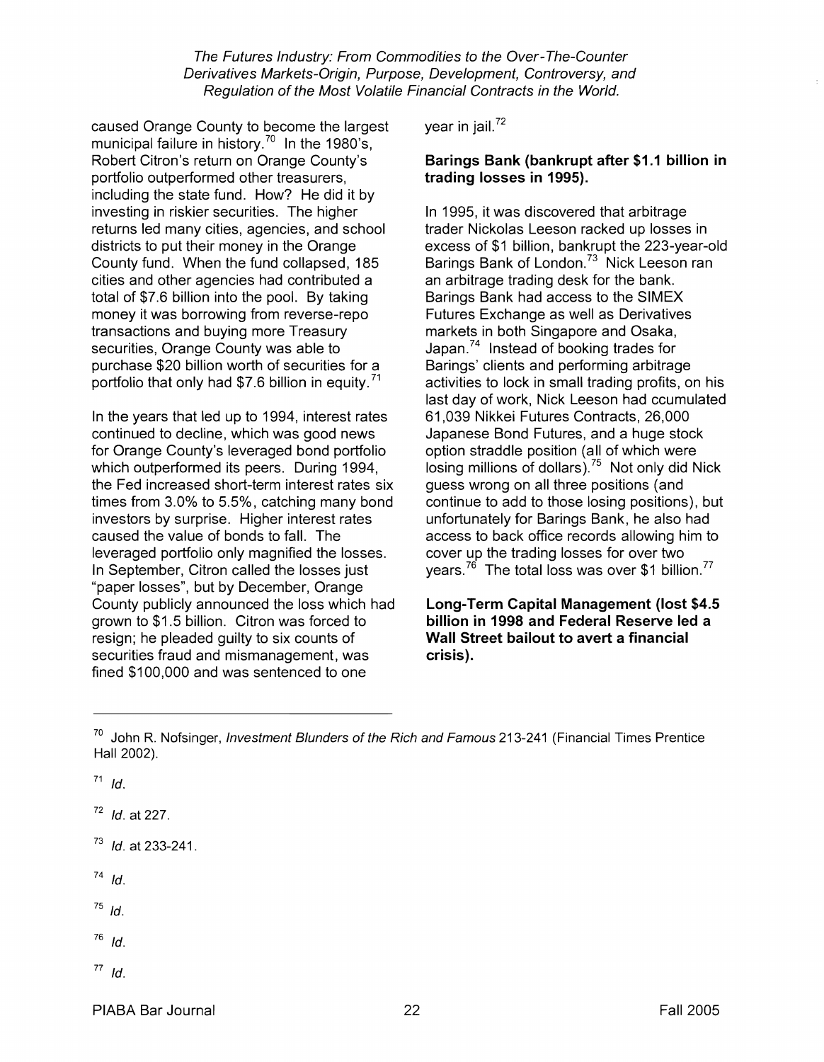caused Orange County to become the largest municipal failure in history.[70] In the 1980's, Robert Citron's return on Orange County's portfolio outperformed other treasurers, including the state fund. How? He did it by investing in riskier securities. The higher returns led many cities, agencies, and school districts to put their money in the Orange County fund. When the fund collapsed, 185 cities and other agencies had contributed a total of $7.6 billion into the pool. By taking money it was borrowing from reverse-repo transactions and buying more Treasury securities, Orange County was able to purchase $20 billion worth of securities for a portfolio that only had $7.6 billion in equity.[71]

In the years that led up to 1994, interest rates continued to decline, which was good news for Orange County's leveraged bond portfolio which outperformed its peers. During 1994, the Fed increased short-term interest rates six times from 3.0% to 5.5%, catching many bond investors by surprise. Higher interest rates caused the value of bonds to fall. The leveraged portfolio only magnified the losses. In September, Citron called the losses just "paper losses", but by December, Orange County publicly announced the loss which had grown to $1.5 billion. Citron was forced to resign; he pleaded guilty to six counts of securities fraud and mismanagement, was fined $100,000 and was sentenced to one year in jail.[72]

**Barings Bank (bankrupt after $1.1 billion in trading losses in 1995).**

In 1995, it was discovered that arbitrage trader Nickolas Leeson racked up losses in excess of $1 billion, bankrupt the 223-year-old Barings Bank of London.[73] Nick Leeson ran an arbitrage trading desk for the bank. Barings Bank had access to the SIMEX Futures Exchange as well as Derivatives markets in both Singapore and Osaka, Japan.[74] Instead of booking trades for Barings' clients and performing arbitrage activities to lock in small trading profits, on his last day of work, Nick Leeson had ccumulated 61,039 Nikkei Futures Contracts, 26,000 Japanese Bond Futures, and a huge stock option straddle position (all of which were losing millions of dollars).[75] Not only did Nick guess wrong on all three positions (and continue to add to those losing positions), but unfortunately for Barings Bank, he also had access to back office records allowing him to cover up the trading losses for over two years.[76] The total loss was over $1 billion.[77]

**Long-Term Capital Management (lost $4.5 billion in 1998 and Federal Reserve led a Wall Street bailout to avert a financial crisis).**

---

[70] John R. Nofsinger, *Investment Blunders of the Rich and Famous* 213-241 (Financial Times Prentice Hall 2002).

[71] *Id.*

[72] *Id.* at 227.

[73] *Id.* at 233-241.

[74] *Id.*

[75] *Id.*

[76] *Id.*

[77] *Id.*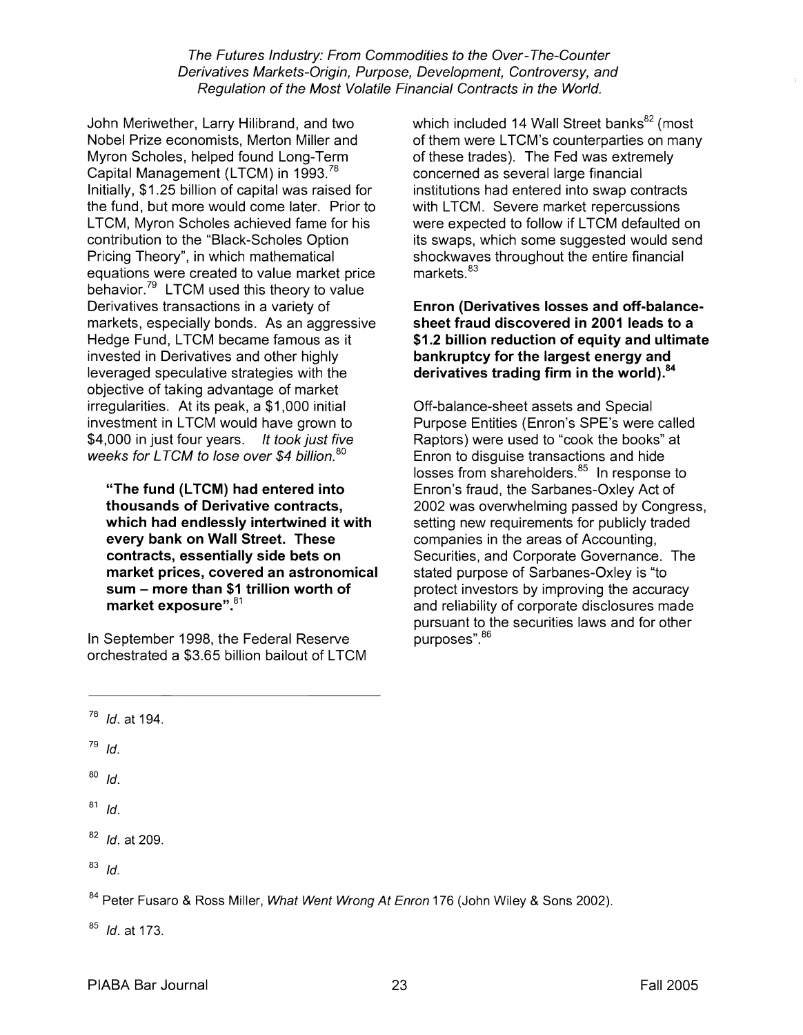John Meriwether, Larry Hilibrand, and two Nobel Prize economists, Merton Miller and Myron Scholes, helped found Long-Term Capital Management (LTCM) in 1993.[78] Initially, $1.25 billion of capital was raised for the fund, but more would come later. Prior to LTCM, Myron Scholes achieved fame for his contribution to the "Black-Scholes Option Pricing Theory", in which mathematical equations were created to value market price behavior.[79] LTCM used this theory to value Derivatives transactions in a variety of markets, especially bonds. As an aggressive Hedge Fund, LTCM became famous as it invested in Derivatives and other highly leveraged speculative strategies with the objective of taking advantage of market irregularities. At its peak, a $1,000 initial investment in LTCM would have grown to $4,000 in just four years. *It took just five weeks for LTCM to lose over $4 billion.*[80]

> **"The fund (LTCM) had entered into thousands of Derivative contracts, which had endlessly intertwined it with every bank on Wall Street. These contracts, essentially side bets on market prices, covered an astronomical sum – more than $1 trillion worth of market exposure".**[81]

In September 1998, the Federal Reserve orchestrated a $3.65 billion bailout of LTCM which included 14 Wall Street banks[82] (most of them were LTCM's counterparties on many of these trades). The Fed was extremely concerned as several large financial institutions had entered into swap contracts with LTCM. Severe market repercussions were expected to follow if LTCM defaulted on its swaps, which some suggested would send shockwaves throughout the entire financial markets.[83]

**Enron (Derivatives losses and off-balance-sheet fraud discovered in 2001 leads to a $1.2 billion reduction of equity and ultimate bankruptcy for the largest energy and derivatives trading firm in the world).**[84]

Off-balance-sheet assets and Special Purpose Entities (Enron's SPE's were called Raptors) were used to "cook the books" at Enron to disguise transactions and hide losses from shareholders.[85] In response to Enron's fraud, the Sarbanes-Oxley Act of 2002 was overwhelming passed by Congress, setting new requirements for publicly traded companies in the areas of Accounting, Securities, and Corporate Governance. The stated purpose of Sarbanes-Oxley is "to protect investors by improving the accuracy and reliability of corporate disclosures made pursuant to the securities laws and for other purposes".[86]

---

[78] *Id.* at 194.

[79] *Id.*

[80] *Id.*

[81] *Id.*

[82] *Id.* at 209.

[83] *Id.*

[84] Peter Fusaro & Ross Miller, *What Went Wrong At Enron* 176 (John Wiley & Sons 2002).

[85] *Id.* at 173.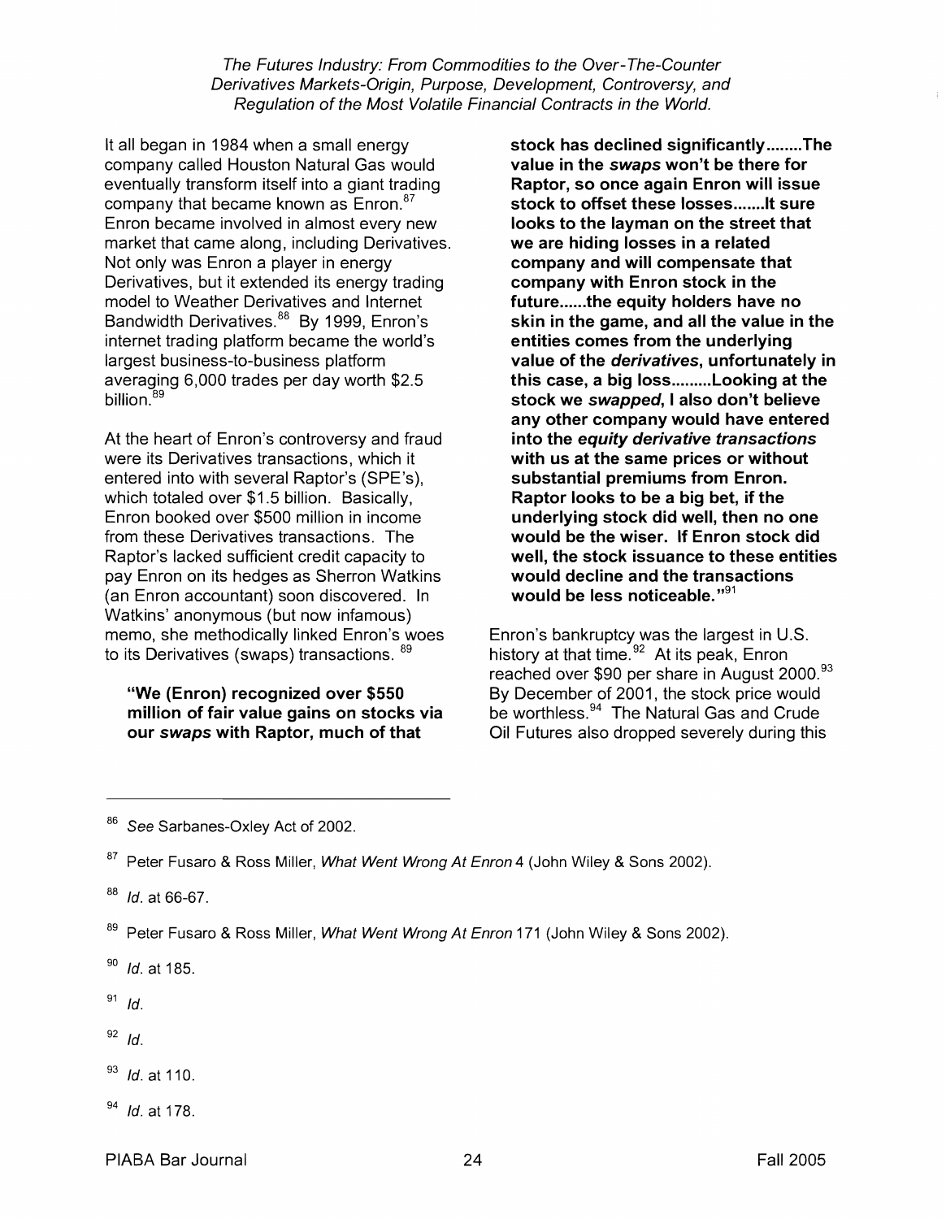It all began in 1984 when a small energy company called Houston Natural Gas would eventually transform itself into a giant trading company that became known as Enron.[87] Enron became involved in almost every new market that came along, including Derivatives. Not only was Enron a player in energy Derivatives, but it extended its energy trading model to Weather Derivatives and Internet Bandwidth Derivatives.[88] By 1999, Enron's internet trading platform became the world's largest business-to-business platform averaging 6,000 trades per day worth $2.5 billion.[89]

At the heart of Enron's controversy and fraud were its Derivatives transactions, which it entered into with several Raptor's (SPE's), which totaled over $1.5 billion. Basically, Enron booked over $500 million in income from these Derivatives transactions. The Raptor's lacked sufficient credit capacity to pay Enron on its hedges as Sherron Watkins (an Enron accountant) soon discovered. In Watkins' anonymous (but now infamous) memo, she methodically linked Enron's woes to its Derivatives (swaps) transactions.[89]

> **"We (Enron) recognized over $550 million of fair value gains on stocks via our *swaps* with Raptor, much of that stock has declined significantly........The value in the *swaps* won't be there for Raptor, so once again Enron will issue stock to offset these losses.......It sure looks to the layman on the street that we are hiding losses in a related company and will compensate that company with Enron stock in the future......the equity holders have no skin in the game, and all the value in the entities comes from the underlying value of the *derivatives*, unfortunately in this case, a big loss.........Looking at the stock we *swapped*, I also don't believe any other company would have entered into the *equity derivative transactions* with us at the same prices or without substantial premiums from Enron. Raptor looks to be a big bet, if the underlying stock did well, then no one would be the wiser. If Enron stock did well, the stock issuance to these entities would decline and the transactions would be less noticeable."**[91]

Enron's bankruptcy was the largest in U.S. history at that time.[92] At its peak, Enron reached over $90 per share in August 2000.[93] By December of 2001, the stock price would be worthless.[94] The Natural Gas and Crude Oil Futures also dropped severely during this

---

[86] *See* Sarbanes-Oxley Act of 2002.

[87] Peter Fusaro & Ross Miller, *What Went Wrong At Enron* 4 (John Wiley & Sons 2002).

[88] *Id*. at 66-67.

[89] Peter Fusaro & Ross Miller, *What Went Wrong At Enron* 171 (John Wiley & Sons 2002).

[90] *Id*. at 185.

[91] *Id*.

[92] *Id*.

[93] *Id*. at 110.

[94] *Id*. at 178.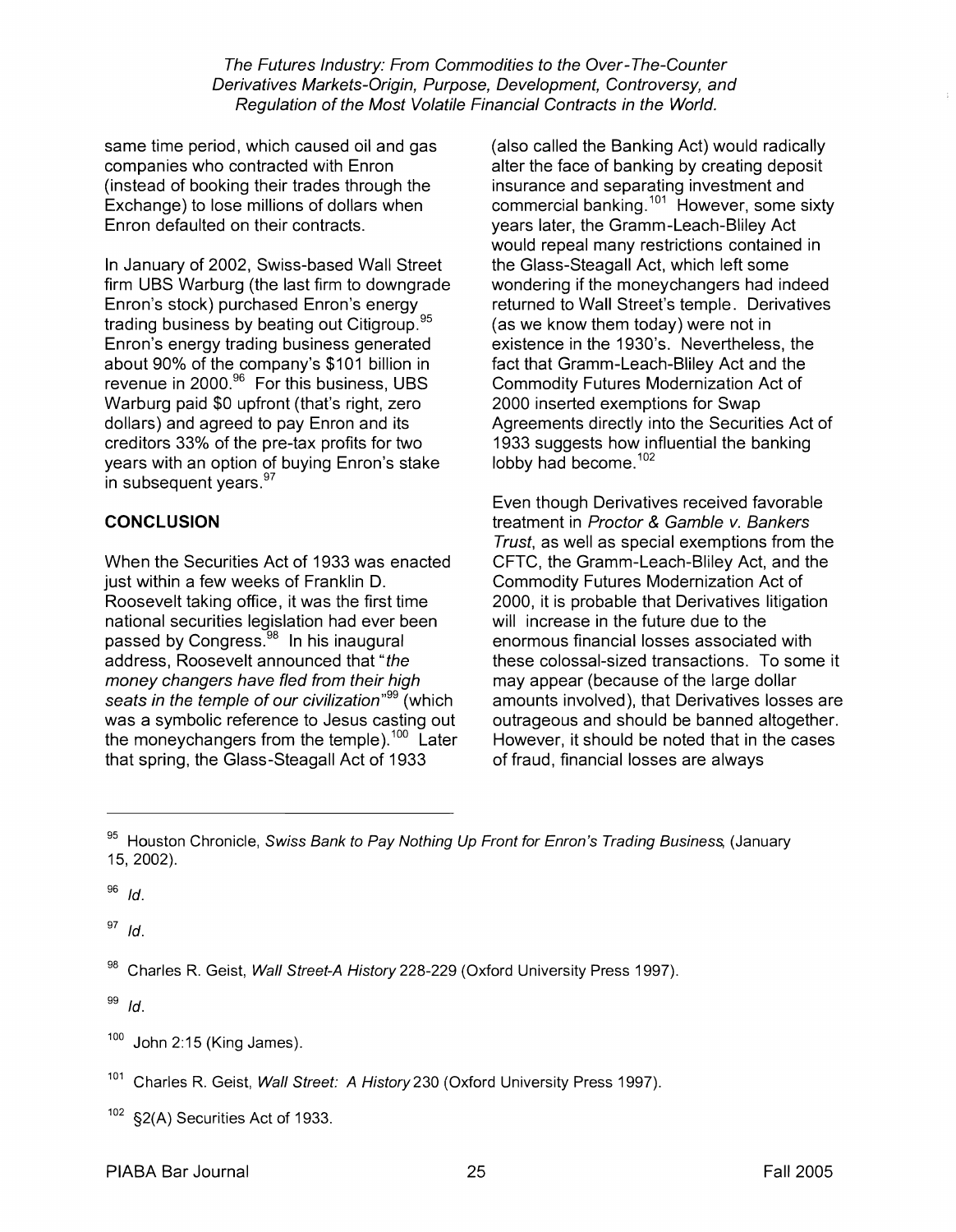same time period, which caused oil and gas companies who contracted with Enron (instead of booking their trades through the Exchange) to lose millions of dollars when Enron defaulted on their contracts.

In January of 2002, Swiss-based Wall Street firm UBS Warburg (the last firm to downgrade Enron's stock) purchased Enron's energy trading business by beating out Citigroup.[95] Enron's energy trading business generated about 90% of the company's $101 billion in revenue in 2000.[96] For this business, UBS Warburg paid $0 upfront (that's right, zero dollars) and agreed to pay Enron and its creditors 33% of the pre-tax profits for two years with an option of buying Enron's stake in subsequent years.[97]

## CONCLUSION

When the Securities Act of 1933 was enacted just within a few weeks of Franklin D. Roosevelt taking office, it was the first time national securities legislation had ever been passed by Congress.[98] In his inaugural address, Roosevelt announced that "*the money changers have fled from their high seats in the temple of our civilization*"[99] (which was a symbolic reference to Jesus casting out the moneychangers from the temple).[100] Later that spring, the Glass-Steagall Act of 1933 (also called the Banking Act) would radically alter the face of banking by creating deposit insurance and separating investment and commercial banking.[101] However, some sixty years later, the Gramm-Leach-Bliley Act would repeal many restrictions contained in the Glass-Steagall Act, which left some wondering if the moneychangers had indeed returned to Wall Street's temple. Derivatives (as we know them today) were not in existence in the 1930's. Nevertheless, the fact that Gramm-Leach-Bliley Act and the Commodity Futures Modernization Act of 2000 inserted exemptions for Swap Agreements directly into the Securities Act of 1933 suggests how influential the banking lobby had become.[102]

Even though Derivatives received favorable treatment in *Proctor & Gamble v. Bankers Trust*, as well as special exemptions from the CFTC, the Gramm-Leach-Bliley Act, and the Commodity Futures Modernization Act of 2000, it is probable that Derivatives litigation will increase in the future due to the enormous financial losses associated with these colossal-sized transactions. To some it may appear (because of the large dollar amounts involved), that Derivatives losses are outrageous and should be banned altogether. However, it should be noted that in the cases of fraud, financial losses are always

---

[95] Houston Chronicle, *Swiss Bank to Pay Nothing Up Front for Enron's Trading Business*, (January 15, 2002).

[96] *Id.*

[97] *Id.*

[98] Charles R. Geist, *Wall Street-A History* 228-229 (Oxford University Press 1997).

[99] *Id.*

[100] John 2:15 (King James).

[101] Charles R. Geist, *Wall Street: A History* 230 (Oxford University Press 1997).

[102] §2(A) Securities Act of 1933.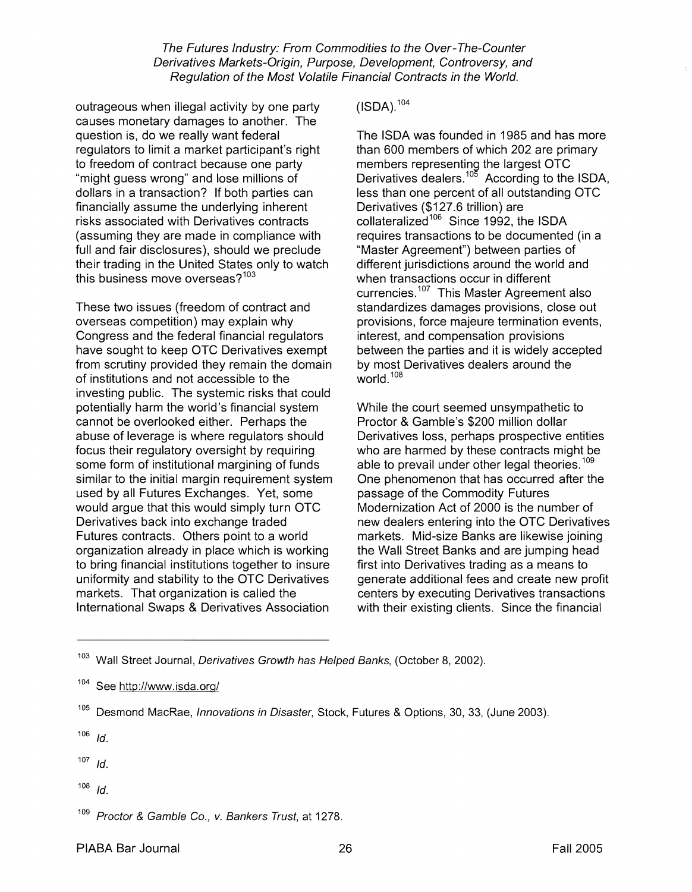outrageous when illegal activity by one party causes monetary damages to another. The question is, do we really want federal regulators to limit a market participant's right to freedom of contract because one party "might guess wrong" and lose millions of dollars in a transaction? If both parties can financially assume the underlying inherent risks associated with Derivatives contracts (assuming they are made in compliance with full and fair disclosures), should we preclude their trading in the United States only to watch this business move overseas?[103]

These two issues (freedom of contract and overseas competition) may explain why Congress and the federal financial regulators have sought to keep OTC Derivatives exempt from scrutiny provided they remain the domain of institutions and not accessible to the investing public. The systemic risks that could potentially harm the world's financial system cannot be overlooked either. Perhaps the abuse of leverage is where regulators should focus their regulatory oversight by requiring some form of institutional margining of funds similar to the initial margin requirement system used by all Futures Exchanges. Yet, some would argue that this would simply turn OTC Derivatives back into exchange traded Futures contracts. Others point to a world organization already in place which is working to bring financial institutions together to insure uniformity and stability to the OTC Derivatives markets. That organization is called the International Swaps & Derivatives Association (ISDA).[104]

The ISDA was founded in 1985 and has more than 600 members of which 202 are primary members representing the largest OTC Derivatives dealers.[105] According to the ISDA, less than one percent of all outstanding OTC Derivatives ($127.6 trillion) are collateralized[106] Since 1992, the ISDA requires transactions to be documented (in a "Master Agreement") between parties of different jurisdictions around the world and when transactions occur in different currencies.[107] This Master Agreement also standardizes damages provisions, close out provisions, force majeure termination events, interest, and compensation provisions between the parties and it is widely accepted by most Derivatives dealers around the world.[108]

While the court seemed unsympathetic to Proctor & Gamble's $200 million dollar Derivatives loss, perhaps prospective entities who are harmed by these contracts might be able to prevail under other legal theories.[109] One phenomenon that has occurred after the passage of the Commodity Futures Modernization Act of 2000 is the number of new dealers entering into the OTC Derivatives markets. Mid-size Banks are likewise joining the Wall Street Banks and are jumping head first into Derivatives trading as a means to generate additional fees and create new profit centers by executing Derivatives transactions with their existing clients. Since the financial

---

[103] Wall Street Journal, *Derivatives Growth has Helped Banks*, (October 8, 2002).

[104] See http://www.isda.org/

[105] Desmond MacRae, *Innovations in Disaster*, Stock, Futures & Options, 30, 33, (June 2003).

[106] *Id.*

[107] *Id.*

[108] *Id.*

[109] *Proctor & Gamble Co., v. Bankers Trust*, at 1278.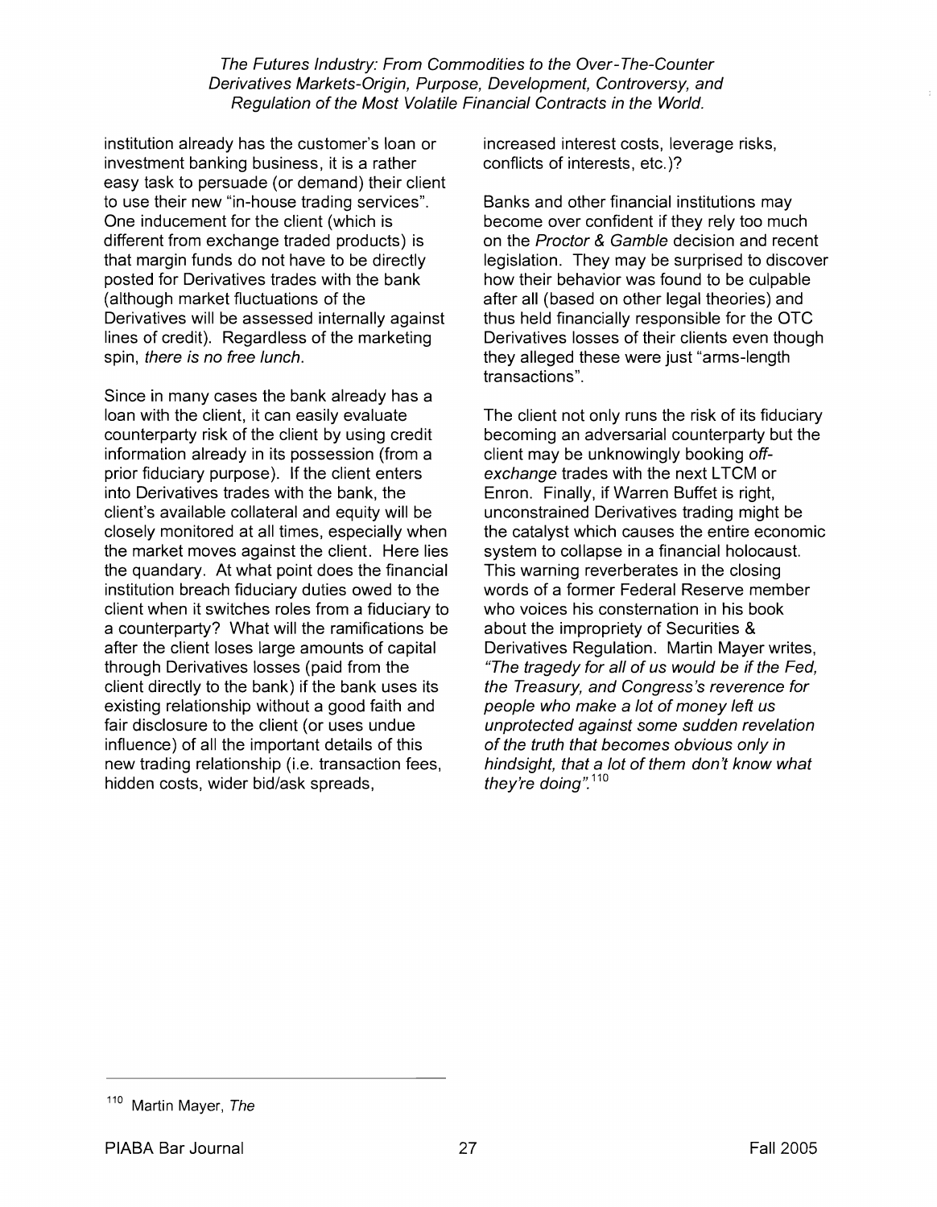institution already has the customer's loan or investment banking business, it is a rather easy task to persuade (or demand) their client to use their new "in-house trading services". One inducement for the client (which is different from exchange traded products) is that margin funds do not have to be directly posted for Derivatives trades with the bank (although market fluctuations of the Derivatives will be assessed internally against lines of credit). Regardless of the marketing spin, *there is no free lunch*.

Since in many cases the bank already has a loan with the client, it can easily evaluate counterparty risk of the client by using credit information already in its possession (from a prior fiduciary purpose). If the client enters into Derivatives trades with the bank, the client's available collateral and equity will be closely monitored at all times, especially when the market moves against the client. Here lies the quandary. At what point does the financial institution breach fiduciary duties owed to the client when it switches roles from a fiduciary to a counterparty? What will the ramifications be after the client loses large amounts of capital through Derivatives losses (paid from the client directly to the bank) if the bank uses its existing relationship without a good faith and fair disclosure to the client (or uses undue influence) of all the important details of this new trading relationship (i.e. transaction fees, hidden costs, wider bid/ask spreads, increased interest costs, leverage risks, conflicts of interests, etc.)?

Banks and other financial institutions may become over confident if they rely too much on the *Proctor & Gamble* decision and recent legislation. They may be surprised to discover how their behavior was found to be culpable after all (based on other legal theories) and thus held financially responsible for the OTC Derivatives losses of their clients even though they alleged these were just "arms-length transactions".

The client not only runs the risk of its fiduciary becoming an adversarial counterparty but the client may be unknowingly booking *off-exchange* trades with the next LTCM or Enron. Finally, if Warren Buffet is right, unconstrained Derivatives trading might be the catalyst which causes the entire economic system to collapse in a financial holocaust. This warning reverberates in the closing words of a former Federal Reserve member who voices his consternation in his book about the impropriety of Securities & Derivatives Regulation. Martin Mayer writes, *"The tragedy for all of us would be if the Fed, the Treasury, and Congress's reverence for people who make a lot of money left us unprotected against some sudden revelation of the truth that becomes obvious only in hindsight, that a lot of them don't know what they're doing".*[110]

---

[110] Martin Mayer, *The*